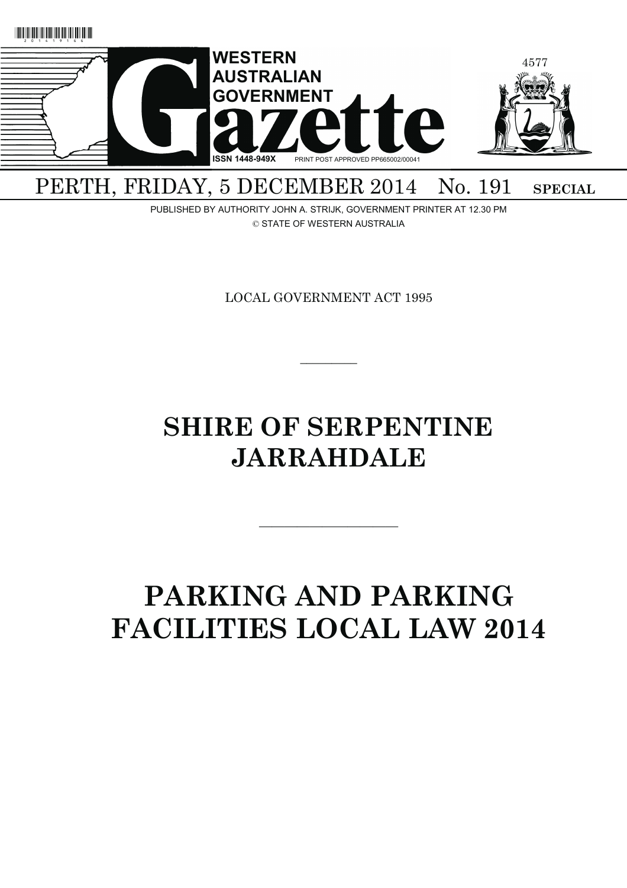# WESTERN AUSTRALIAN GOVERNMENT Gazette

ISSN 1448-949X PRINT POST APPROVED PP665002/00041

PERTH, FRIDAY, 5 DECEMBER 2014 No. 191 **SPECIAL**

PUBLISHED BY AUTHORITY JOHN A. STRIJK, GOVERNMENT PRINTER AT 12.30 PM

© STATE OF WESTERN AUSTRALIA

LOCAL GOVERNMENT ACT 1995

———————

# SHIRE OF SERPENTINE JARRAHDALE

———————

# PARKING AND PARKING FACILITIES LOCAL LAW 2014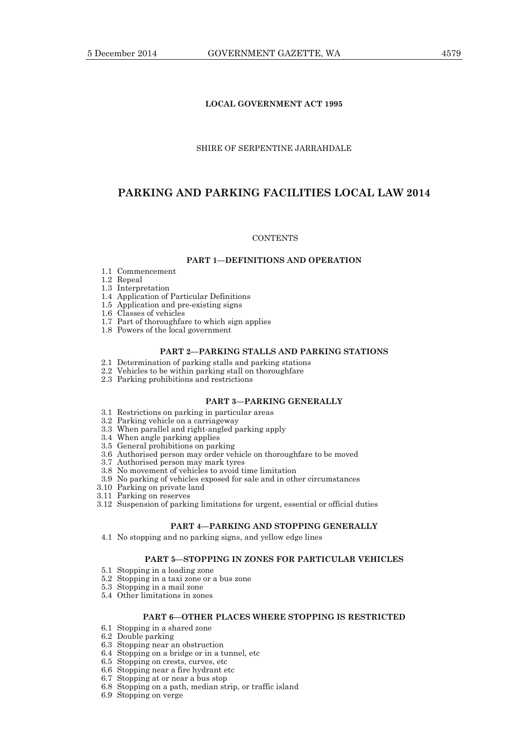**LOCAL GOVERNMENT ACT 1995**

SHIRE OF SERPENTINE JARRAHDALE

# PARKING AND PARKING FACILITIES LOCAL LAW 2014

CONTENTS

### PART 1—DEFINITIONS AND OPERATION

1.1 Commencement
1.2 Repeal
1.3 Interpretation
1.4 Application of Particular Definitions
1.5 Application and pre-existing signs
1.6 Classes of vehicles
1.7 Part of thoroughfare to which sign applies
1.8 Powers of the local government

### PART 2—PARKING STALLS AND PARKING STATIONS

2.1 Determination of parking stalls and parking stations
2.2 Vehicles to be within parking stall on thoroughfare
2.3 Parking prohibitions and restrictions

### PART 3—PARKING GENERALLY

3.1 Restrictions on parking in particular areas
3.2 Parking vehicle on a carriageway
3.3 When parallel and right-angled parking apply
3.4 When angle parking applies
3.5 General prohibitions on parking
3.6 Authorised person may order vehicle on thoroughfare to be moved
3.7 Authorised person may mark tyres
3.8 No movement of vehicles to avoid time limitation
3.9 No parking of vehicles exposed for sale and in other circumstances
3.10 Parking on private land
3.11 Parking on reserves
3.12 Suspension of parking limitations for urgent, essential or official duties

### PART 4—PARKING AND STOPPING GENERALLY

4.1 No stopping and no parking signs, and yellow edge lines

### PART 5—STOPPING IN ZONES FOR PARTICULAR VEHICLES

5.1 Stopping in a loading zone
5.2 Stopping in a taxi zone or a bus zone
5.3 Stopping in a mail zone
5.4 Other limitations in zones

### PART 6—OTHER PLACES WHERE STOPPING IS RESTRICTED

6.1 Stopping in a shared zone
6.2 Double parking
6.3 Stopping near an obstruction
6.4 Stopping on a bridge or in a tunnel, etc
6.5 Stopping on crests, curves, etc
6.6 Stopping near a fire hydrant etc
6.7 Stopping at or near a bus stop
6.8 Stopping on a path, median strip, or traffic island
6.9 Stopping on verge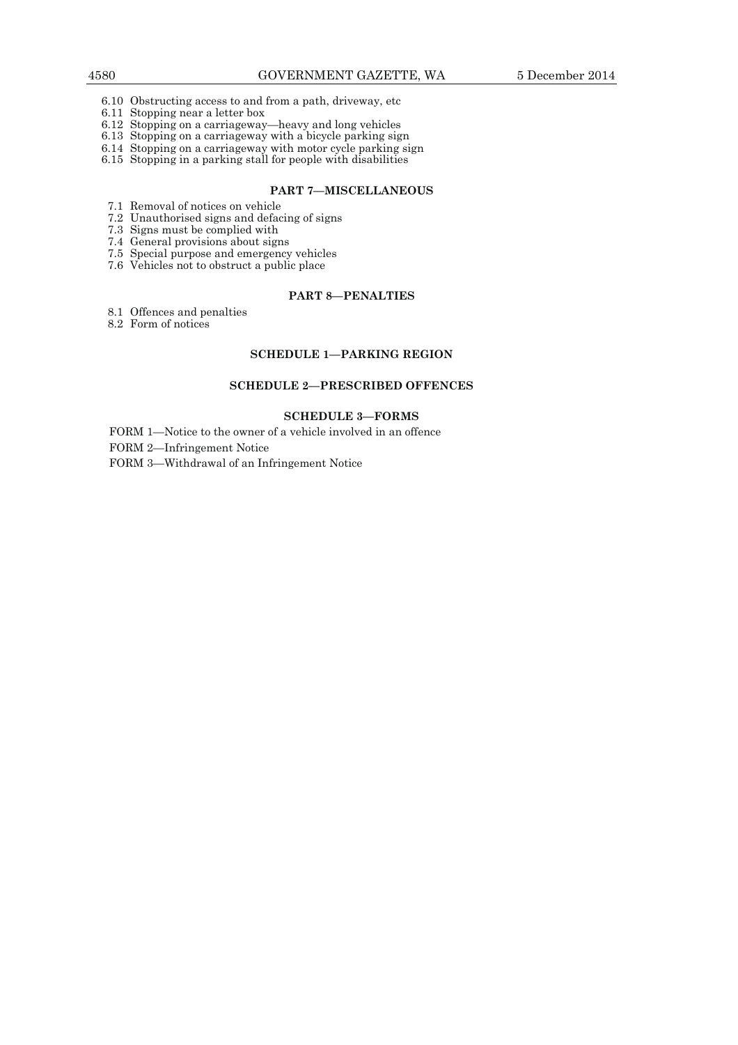6.10 Obstructing access to and from a path, driveway, etc
6.11 Stopping near a letter box
6.12 Stopping on a carriageway—heavy and long vehicles
6.13 Stopping on a carriageway with a bicycle parking sign
6.14 Stopping on a carriageway with motor cycle parking sign
6.15 Stopping in a parking stall for people with disabilities

**PART 7—MISCELLANEOUS**

7.1 Removal of notices on vehicle
7.2 Unauthorised signs and defacing of signs
7.3 Signs must be complied with
7.4 General provisions about signs
7.5 Special purpose and emergency vehicles
7.6 Vehicles not to obstruct a public place

**PART 8—PENALTIES**

8.1 Offences and penalties
8.2 Form of notices

**SCHEDULE 1—PARKING REGION**

**SCHEDULE 2—PRESCRIBED OFFENCES**

**SCHEDULE 3—FORMS**

FORM 1—Notice to the owner of a vehicle involved in an offence

FORM 2—Infringement Notice

FORM 3—Withdrawal of an Infringement Notice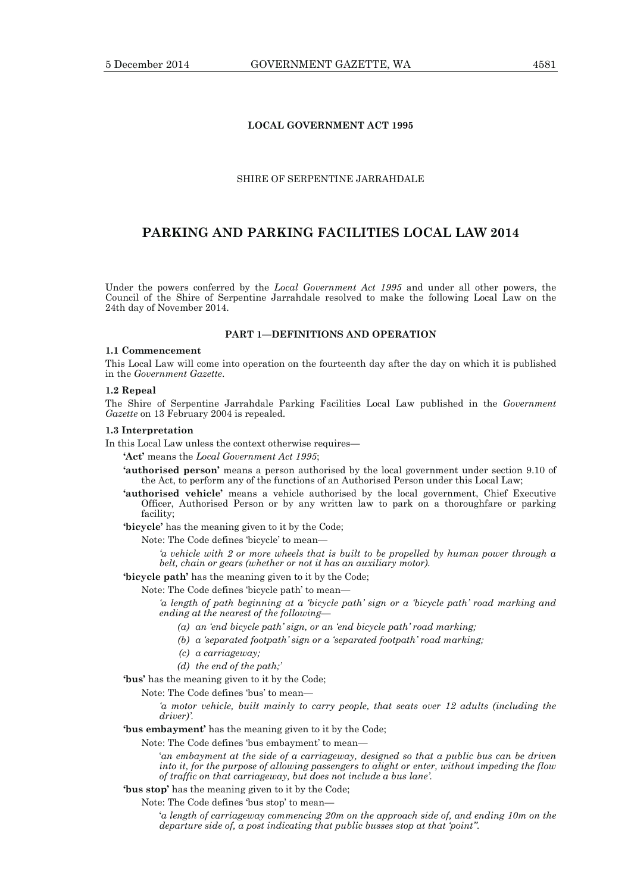**LOCAL GOVERNMENT ACT 1995**

SHIRE OF SERPENTINE JARRAHDALE

## PARKING AND PARKING FACILITIES LOCAL LAW 2014

Under the powers conferred by the *Local Government Act 1995* and under all other powers, the Council of the Shire of Serpentine Jarrahdale resolved to make the following Local Law on the 24th day of November 2014.

### PART 1—DEFINITIONS AND OPERATION

**1.1 Commencement**

This Local Law will come into operation on the fourteenth day after the day on which it is published in the *Government Gazette*.

**1.2 Repeal**

The Shire of Serpentine Jarrahdale Parking Facilities Local Law published in the *Government Gazette* on 13 February 2004 is repealed.

**1.3 Interpretation**

In this Local Law unless the context otherwise requires—

**'Act'** means the *Local Government Act 1995*;

**'authorised person'** means a person authorised by the local government under section 9.10 of the Act, to perform any of the functions of an Authorised Person under this Local Law;

**'authorised vehicle'** means a vehicle authorised by the local government, Chief Executive Officer, Authorised Person or by any written law to park on a thoroughfare or parking facility;

**'bicycle'** has the meaning given to it by the Code;

Note: The Code defines 'bicycle' to mean—

*'a vehicle with 2 or more wheels that is built to be propelled by human power through a belt, chain or gears (whether or not it has an auxiliary motor).*

**'bicycle path'** has the meaning given to it by the Code;

Note: The Code defines 'bicycle path' to mean—

*'a length of path beginning at a 'bicycle path' sign or a 'bicycle path' road marking and ending at the nearest of the following—*

*(a) an 'end bicycle path' sign, or an 'end bicycle path' road marking;*

*(b) a 'separated footpath' sign or a 'separated footpath' road marking;*

*(c) a carriageway;*

*(d) the end of the path;'*

**'bus'** has the meaning given to it by the Code;

Note: The Code defines 'bus' to mean—

*'a motor vehicle, built mainly to carry people, that seats over 12 adults (including the driver)'.*

**'bus embayment'** has the meaning given to it by the Code;

Note: The Code defines 'bus embayment' to mean—

'*an embayment at the side of a carriageway, designed so that a public bus can be driven into it, for the purpose of allowing passengers to alight or enter, without impeding the flow of traffic on that carriageway, but does not include a bus lane'.*

**'bus stop'** has the meaning given to it by the Code;

Note: The Code defines 'bus stop' to mean—

'*a length of carriageway commencing 20m on the approach side of, and ending 10m on the departure side of, a post indicating that public busses stop at that 'point''.*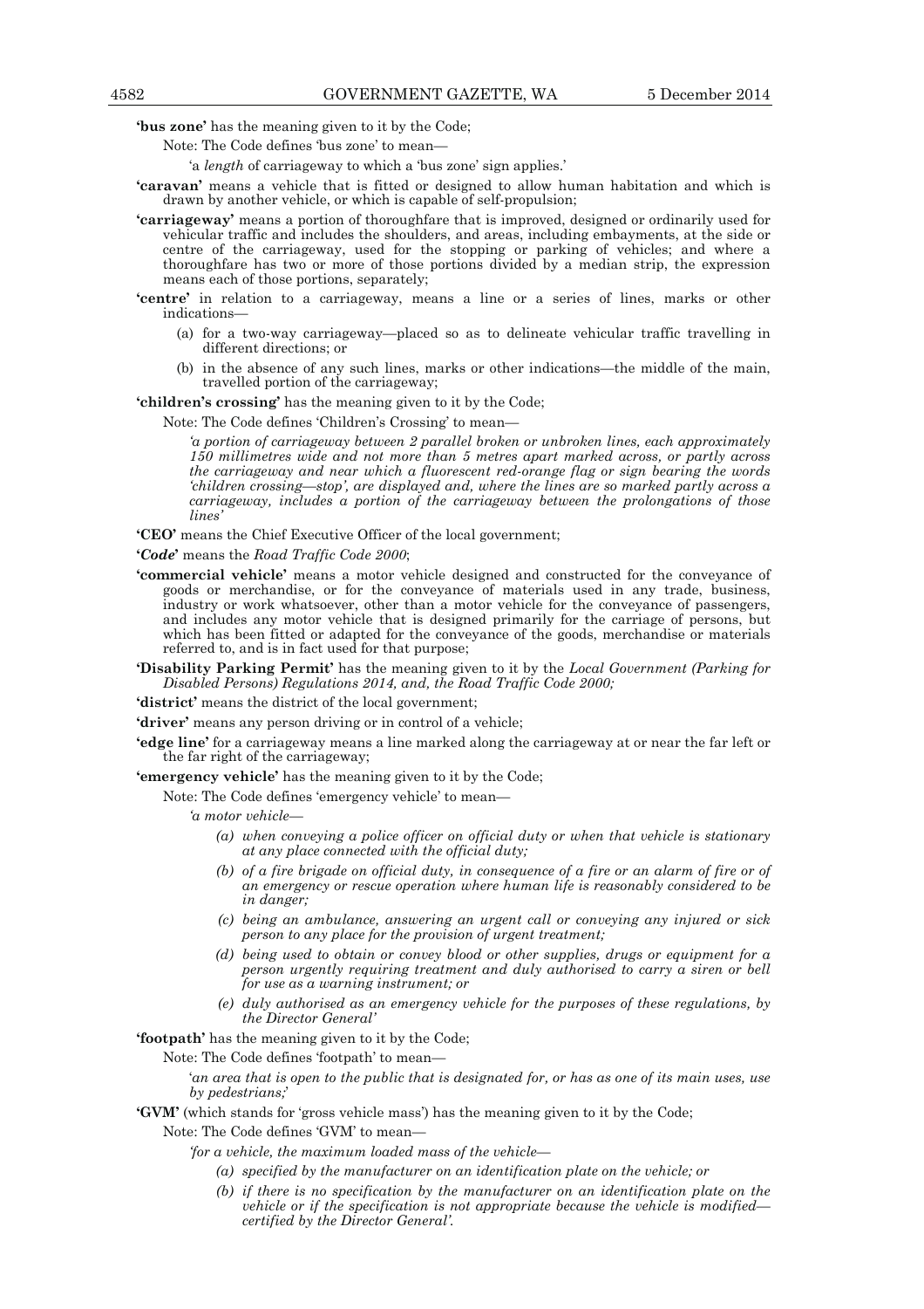**'bus zone'** has the meaning given to it by the Code;

Note: The Code defines 'bus zone' to mean—

'a *length* of carriageway to which a 'bus zone' sign applies.'

**'caravan'** means a vehicle that is fitted or designed to allow human habitation and which is drawn by another vehicle, or which is capable of self-propulsion;

**'carriageway'** means a portion of thoroughfare that is improved, designed or ordinarily used for vehicular traffic and includes the shoulders, and areas, including embayments, at the side or centre of the carriageway, used for the stopping or parking of vehicles; and where a thoroughfare has two or more of those portions divided by a median strip, the expression means each of those portions, separately;

**'centre'** in relation to a carriageway, means a line or a series of lines, marks or other indications—

(a) for a two-way carriageway—placed so as to delineate vehicular traffic travelling in different directions; or

(b) in the absence of any such lines, marks or other indications—the middle of the main, travelled portion of the carriageway;

**'children's crossing'** has the meaning given to it by the Code;

Note: The Code defines 'Children's Crossing' to mean—

*'a portion of carriageway between 2 parallel broken or unbroken lines, each approximately 150 millimetres wide and not more than 5 metres apart marked across, or partly across the carriageway and near which a fluorescent red-orange flag or sign bearing the words 'children crossing—stop', are displayed and, where the lines are so marked partly across a carriageway, includes a portion of the carriageway between the prolongations of those lines'*

**'CEO'** means the Chief Executive Officer of the local government;

**'*Code*'** means the *Road Traffic Code 2000*;

**'commercial vehicle'** means a motor vehicle designed and constructed for the conveyance of goods or merchandise, or for the conveyance of materials used in any trade, business, industry or work whatsoever, other than a motor vehicle for the conveyance of passengers, and includes any motor vehicle that is designed primarily for the carriage of persons, but which has been fitted or adapted for the conveyance of the goods, merchandise or materials referred to, and is in fact used for that purpose;

**'Disability Parking Permit'** has the meaning given to it by the *Local Government (Parking for Disabled Persons) Regulations 2014, and, the Road Traffic Code 2000;*

**'district'** means the district of the local government;

**'driver'** means any person driving or in control of a vehicle;

**'edge line'** for a carriageway means a line marked along the carriageway at or near the far left or the far right of the carriageway;

**'emergency vehicle'** has the meaning given to it by the Code;

Note: The Code defines 'emergency vehicle' to mean—

*'a motor vehicle—*

*(a) when conveying a police officer on official duty or when that vehicle is stationary at any place connected with the official duty;*

*(b) of a fire brigade on official duty, in consequence of a fire or an alarm of fire or of an emergency or rescue operation where human life is reasonably considered to be in danger;*

*(c) being an ambulance, answering an urgent call or conveying any injured or sick person to any place for the provision of urgent treatment;*

*(d) being used to obtain or convey blood or other supplies, drugs or equipment for a person urgently requiring treatment and duly authorised to carry a siren or bell for use as a warning instrument; or*

*(e) duly authorised as an emergency vehicle for the purposes of these regulations, by the Director General'*

**'footpath'** has the meaning given to it by the Code;

Note: The Code defines 'footpath' to mean—

'*an area that is open to the public that is designated for, or has as one of its main uses, use by pedestrians;*'

**'GVM'** (which stands for 'gross vehicle mass') has the meaning given to it by the Code;

Note: The Code defines 'GVM' to mean—

*'for a vehicle, the maximum loaded mass of the vehicle—*

*(a) specified by the manufacturer on an identification plate on the vehicle; or*

*(b) if there is no specification by the manufacturer on an identification plate on the vehicle or if the specification is not appropriate because the vehicle is modified—certified by the Director General'.*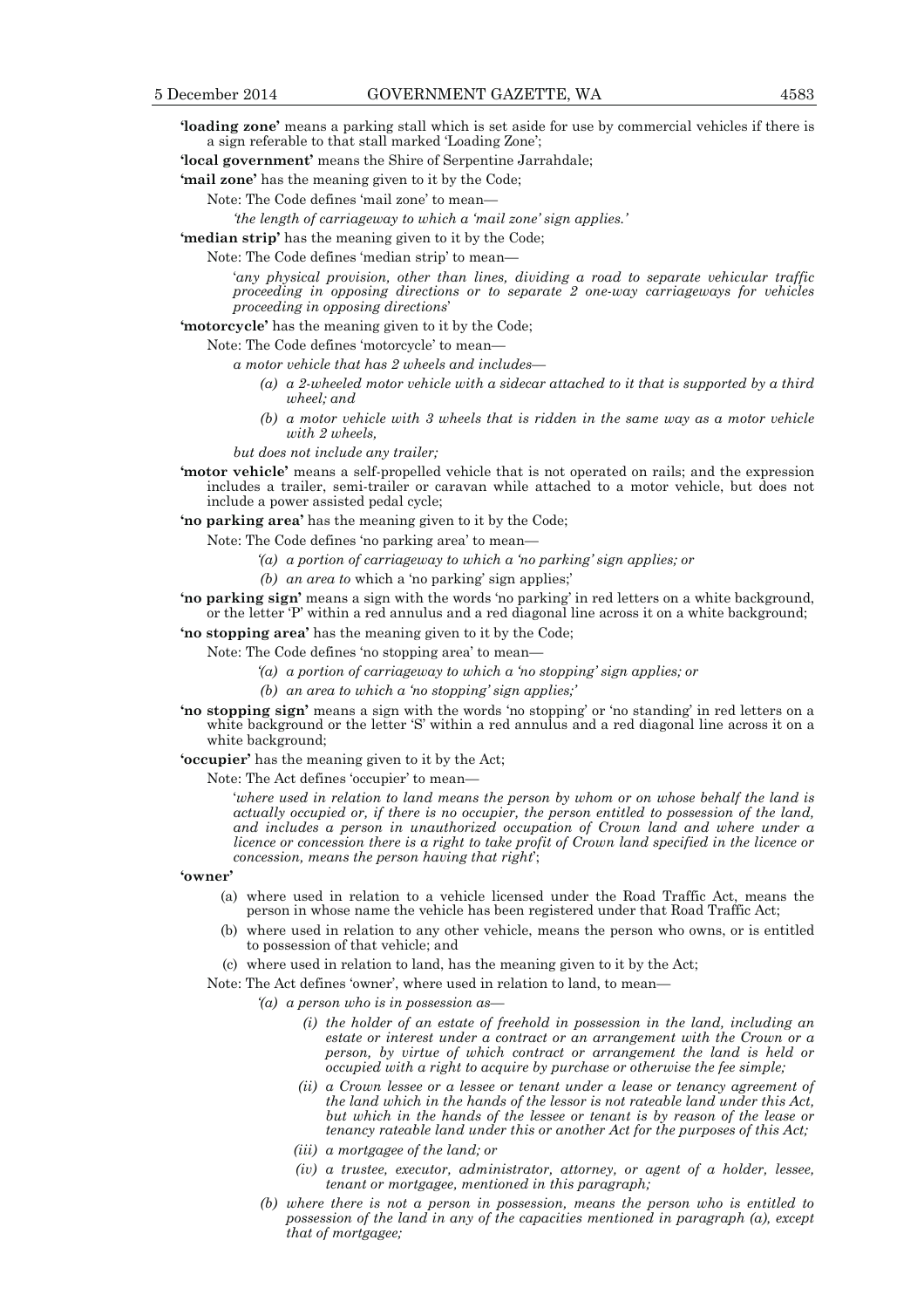**'loading zone'** means a parking stall which is set aside for use by commercial vehicles if there is a sign referable to that stall marked 'Loading Zone';

**'local government'** means the Shire of Serpentine Jarrahdale;

**'mail zone'** has the meaning given to it by the Code;

Note: The Code defines 'mail zone' to mean—

*'the length of carriageway to which a 'mail zone' sign applies.'*

**'median strip'** has the meaning given to it by the Code;

Note: The Code defines 'median strip' to mean—

'*any physical provision, other than lines, dividing a road to separate vehicular traffic proceeding in opposing directions or to separate 2 one-way carriageways for vehicles proceeding in opposing directions*'

**'motorcycle'** has the meaning given to it by the Code;

Note: The Code defines 'motorcycle' to mean—

*a motor vehicle that has 2 wheels and includes—*

- *(a) a 2-wheeled motor vehicle with a sidecar attached to it that is supported by a third wheel; and*
- *(b) a motor vehicle with 3 wheels that is ridden in the same way as a motor vehicle with 2 wheels,*

*but does not include any trailer;*

**'motor vehicle'** means a self-propelled vehicle that is not operated on rails; and the expression includes a trailer, semi-trailer or caravan while attached to a motor vehicle, but does not include a power assisted pedal cycle;

**'no parking area'** has the meaning given to it by the Code;

Note: The Code defines 'no parking area' to mean—

- *'(a) a portion of carriageway to which a 'no parking' sign applies; or*
- *(b) an area to* which a 'no parking' sign applies;'

**'no parking sign'** means a sign with the words 'no parking' in red letters on a white background, or the letter 'P' within a red annulus and a red diagonal line across it on a white background;

**'no stopping area'** has the meaning given to it by the Code;

Note: The Code defines 'no stopping area' to mean—

- *'(a) a portion of carriageway to which a 'no stopping' sign applies; or*
- *(b) an area to which a 'no stopping' sign applies;'*

**'no stopping sign'** means a sign with the words 'no stopping' or 'no standing' in red letters on a white background or the letter 'S' within a red annulus and a red diagonal line across it on a white background;

**'occupier'** has the meaning given to it by the Act;

Note: The Act defines 'occupier' to mean—

'*where used in relation to land means the person by whom or on whose behalf the land is actually occupied or, if there is no occupier, the person entitled to possession of the land, and includes a person in unauthorized occupation of Crown land and where under a licence or concession there is a right to take profit of Crown land specified in the licence or concession, means the person having that right*';

**'owner'**

- (a) where used in relation to a vehicle licensed under the Road Traffic Act, means the person in whose name the vehicle has been registered under that Road Traffic Act;
- (b) where used in relation to any other vehicle, means the person who owns, or is entitled to possession of that vehicle; and
- (c) where used in relation to land, has the meaning given to it by the Act;

Note: The Act defines 'owner', where used in relation to land, to mean—

*'(a) a person who is in possession as—*

- *(i) the holder of an estate of freehold in possession in the land, including an estate or interest under a contract or an arrangement with the Crown or a person, by virtue of which contract or arrangement the land is held or occupied with a right to acquire by purchase or otherwise the fee simple;*
- *(ii) a Crown lessee or a lessee or tenant under a lease or tenancy agreement of the land which in the hands of the lessor is not rateable land under this Act, but which in the hands of the lessee or tenant is by reason of the lease or tenancy rateable land under this or another Act for the purposes of this Act;*
- *(iii) a mortgagee of the land; or*
- *(iv) a trustee, executor, administrator, attorney, or agent of a holder, lessee, tenant or mortgagee, mentioned in this paragraph;*

*(b) where there is not a person in possession, means the person who is entitled to possession of the land in any of the capacities mentioned in paragraph (a), except that of mortgagee;*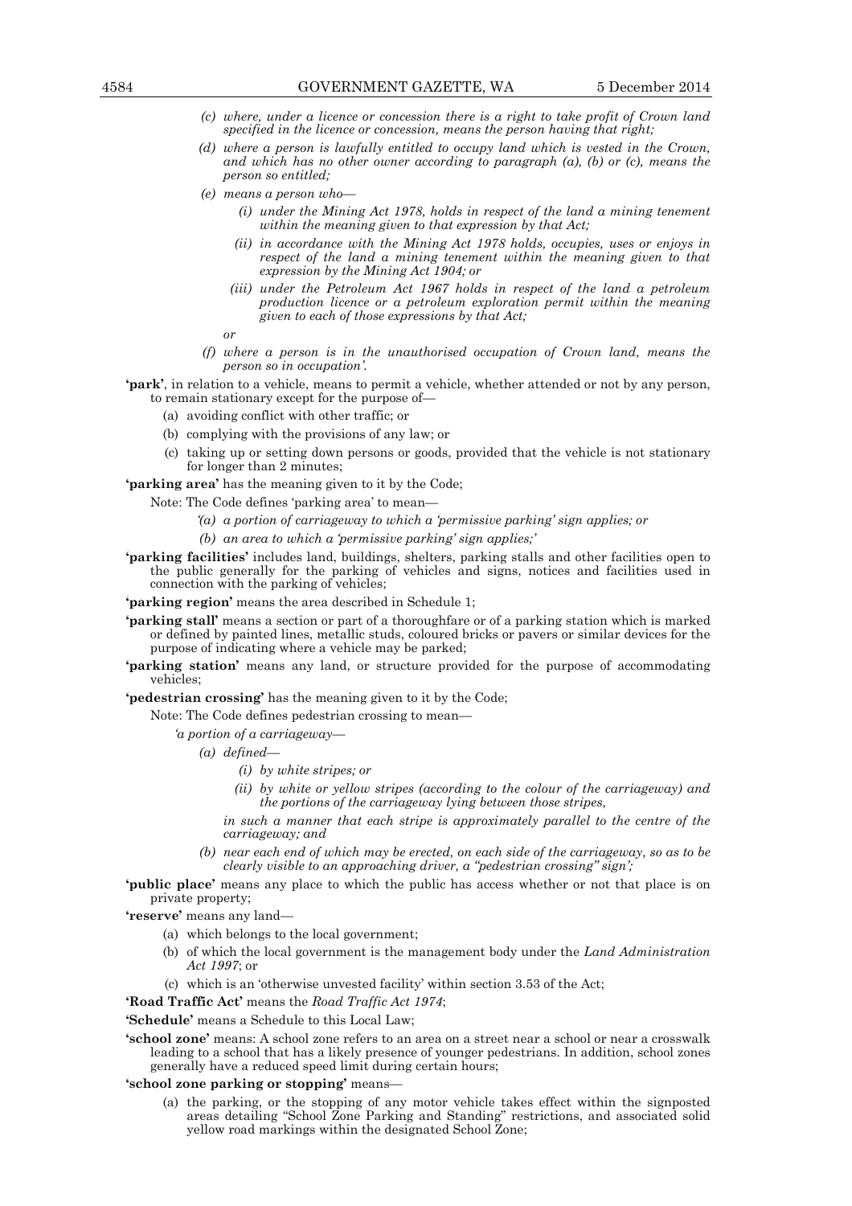- *(c) where, under a licence or concession there is a right to take profit of Crown land specified in the licence or concession, means the person having that right;*
- *(d) where a person is lawfully entitled to occupy land which is vested in the Crown, and which has no other owner according to paragraph (a), (b) or (c), means the person so entitled;*
- *(e) means a person who—*
  - *(i) under the Mining Act 1978, holds in respect of the land a mining tenement within the meaning given to that expression by that Act;*
  - *(ii) in accordance with the Mining Act 1978 holds, occupies, uses or enjoys in respect of the land a mining tenement within the meaning given to that expression by the Mining Act 1904; or*
  - *(iii) under the Petroleum Act 1967 holds in respect of the land a petroleum production licence or a petroleum exploration permit within the meaning given to each of those expressions by that Act;*

  *or*
- *(f) where a person is in the unauthorised occupation of Crown land, means the person so in occupation'.*

**'park'**, in relation to a vehicle, means to permit a vehicle, whether attended or not by any person, to remain stationary except for the purpose of—

- (a) avoiding conflict with other traffic; or
- (b) complying with the provisions of any law; or
- (c) taking up or setting down persons or goods, provided that the vehicle is not stationary for longer than 2 minutes;

**'parking area'** has the meaning given to it by the Code;

Note: The Code defines 'parking area' to mean—

*'(a) a portion of carriageway to which a 'permissive parking' sign applies; or*

*(b) an area to which a 'permissive parking' sign applies;'*

**'parking facilities'** includes land, buildings, shelters, parking stalls and other facilities open to the public generally for the parking of vehicles and signs, notices and facilities used in connection with the parking of vehicles;

**'parking region'** means the area described in Schedule 1;

**'parking stall'** means a section or part of a thoroughfare or of a parking station which is marked or defined by painted lines, metallic studs, coloured bricks or pavers or similar devices for the purpose of indicating where a vehicle may be parked;

**'parking station'** means any land, or structure provided for the purpose of accommodating vehicles;

**'pedestrian crossing'** has the meaning given to it by the Code;

Note: The Code defines pedestrian crossing to mean—

*'a portion of a carriageway—*

- *(a) defined—*
  - *(i) by white stripes; or*
  - *(ii) by white or yellow stripes (according to the colour of the carriageway) and the portions of the carriageway lying between those stripes,*

  *in such a manner that each stripe is approximately parallel to the centre of the carriageway; and*
- *(b) near each end of which may be erected, on each side of the carriageway, so as to be clearly visible to an approaching driver, a "pedestrian crossing" sign';*

**'public place'** means any place to which the public has access whether or not that place is on private property;

**'reserve'** means any land—

- (a) which belongs to the local government;
- (b) of which the local government is the management body under the *Land Administration Act 1997*; or
- (c) which is an 'otherwise unvested facility' within section 3.53 of the Act;

**'Road Traffic Act'** means the *Road Traffic Act 1974*;

**'Schedule'** means a Schedule to this Local Law;

**'school zone'** means: A school zone refers to an area on a street near a school or near a crosswalk leading to a school that has a likely presence of younger pedestrians. In addition, school zones generally have a reduced speed limit during certain hours;

**'school zone parking or stopping'** means—

- (a) the parking, or the stopping of any motor vehicle takes effect within the signposted areas detailing "School Zone Parking and Standing" restrictions, and associated solid yellow road markings within the designated School Zone;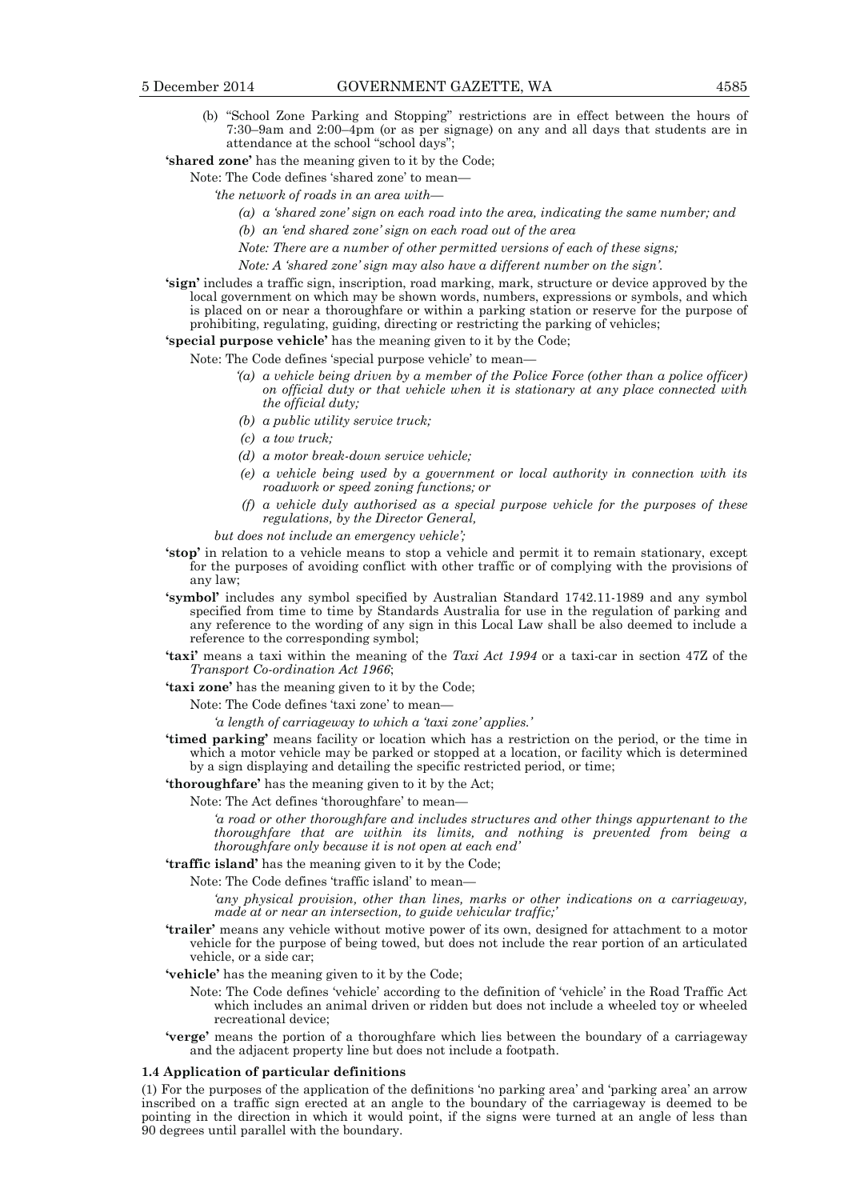(b) "School Zone Parking and Stopping" restrictions are in effect between the hours of 7:30–9am and 2:00–4pm (or as per signage) on any and all days that students are in attendance at the school "school days";

**'shared zone'** has the meaning given to it by the Code;

Note: The Code defines 'shared zone' to mean—

*'the network of roads in an area with—*

*(a) a 'shared zone' sign on each road into the area, indicating the same number; and*

*(b) an 'end shared zone' sign on each road out of the area*

*Note: There are a number of other permitted versions of each of these signs;*

*Note: A 'shared zone' sign may also have a different number on the sign'.*

**'sign'** includes a traffic sign, inscription, road marking, mark, structure or device approved by the local government on which may be shown words, numbers, expressions or symbols, and which is placed on or near a thoroughfare or within a parking station or reserve for the purpose of prohibiting, regulating, guiding, directing or restricting the parking of vehicles;

**'special purpose vehicle'** has the meaning given to it by the Code;

Note: The Code defines 'special purpose vehicle' to mean—

*'(a) a vehicle being driven by a member of the Police Force (other than a police officer) on official duty or that vehicle when it is stationary at any place connected with the official duty;*

*(b) a public utility service truck;*

*(c) a tow truck;*

*(d) a motor break-down service vehicle;*

*(e) a vehicle being used by a government or local authority in connection with its roadwork or speed zoning functions; or*

*(f) a vehicle duly authorised as a special purpose vehicle for the purposes of these regulations, by the Director General,*

*but does not include an emergency vehicle';*

**'stop'** in relation to a vehicle means to stop a vehicle and permit it to remain stationary, except for the purposes of avoiding conflict with other traffic or of complying with the provisions of any law;

**'symbol'** includes any symbol specified by Australian Standard 1742.11-1989 and any symbol specified from time to time by Standards Australia for use in the regulation of parking and any reference to the wording of any sign in this Local Law shall be also deemed to include a reference to the corresponding symbol;

**'taxi'** means a taxi within the meaning of the *Taxi Act 1994* or a taxi-car in section 47Z of the *Transport Co-ordination Act 1966*;

**'taxi zone'** has the meaning given to it by the Code;

Note: The Code defines 'taxi zone' to mean—

*'a length of carriageway to which a 'taxi zone' applies.'*

**'timed parking'** means facility or location which has a restriction on the period, or the time in which a motor vehicle may be parked or stopped at a location, or facility which is determined by a sign displaying and detailing the specific restricted period, or time;

**'thoroughfare'** has the meaning given to it by the Act;

Note: The Act defines 'thoroughfare' to mean—

*'a road or other thoroughfare and includes structures and other things appurtenant to the thoroughfare that are within its limits, and nothing is prevented from being a thoroughfare only because it is not open at each end'*

**'traffic island'** has the meaning given to it by the Code;

Note: The Code defines 'traffic island' to mean—

*'any physical provision, other than lines, marks or other indications on a carriageway, made at or near an intersection, to guide vehicular traffic;'*

**'trailer'** means any vehicle without motive power of its own, designed for attachment to a motor vehicle for the purpose of being towed, but does not include the rear portion of an articulated vehicle, or a side car;

**'vehicle'** has the meaning given to it by the Code;

Note: The Code defines 'vehicle' according to the definition of 'vehicle' in the Road Traffic Act which includes an animal driven or ridden but does not include a wheeled toy or wheeled recreational device;

**'verge'** means the portion of a thoroughfare which lies between the boundary of a carriageway and the adjacent property line but does not include a footpath.

#### 1.4 Application of particular definitions

(1) For the purposes of the application of the definitions 'no parking area' and 'parking area' an arrow inscribed on a traffic sign erected at an angle to the boundary of the carriageway is deemed to be pointing in the direction in which it would point, if the signs were turned at an angle of less than 90 degrees until parallel with the boundary.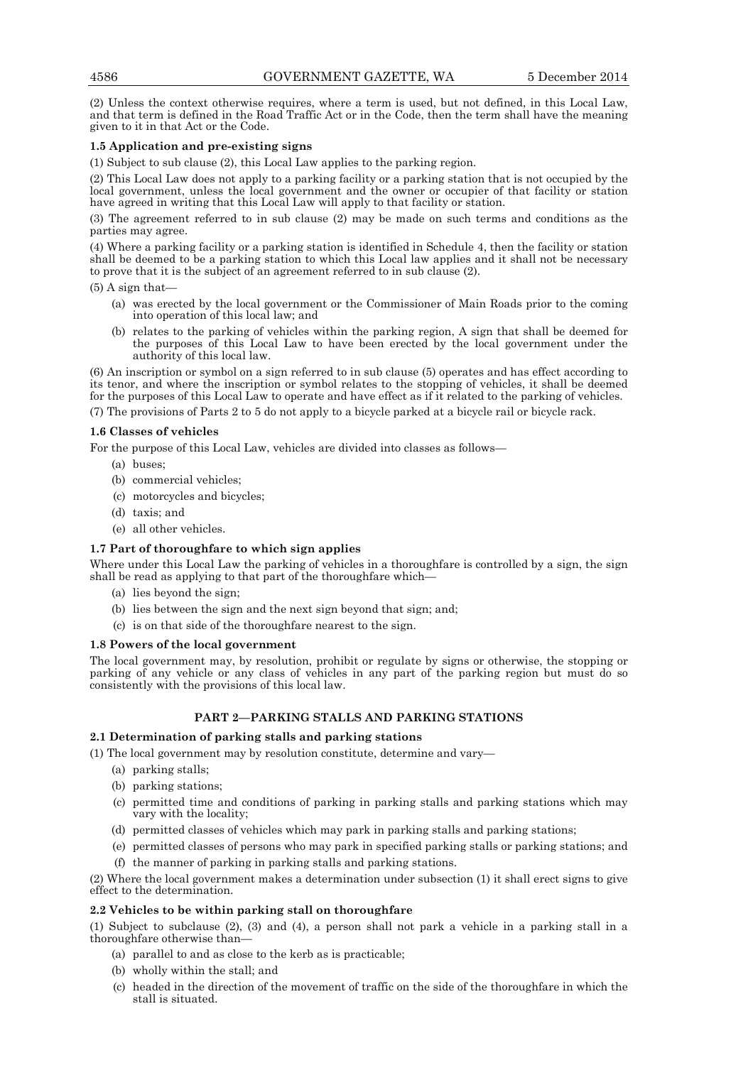(2) Unless the context otherwise requires, where a term is used, but not defined, in this Local Law, and that term is defined in the Road Traffic Act or in the Code, then the term shall have the meaning given to it in that Act or the Code.

**1.5 Application and pre-existing signs**

(1) Subject to sub clause (2), this Local Law applies to the parking region.

(2) This Local Law does not apply to a parking facility or a parking station that is not occupied by the local government, unless the local government and the owner or occupier of that facility or station have agreed in writing that this Local Law will apply to that facility or station.

(3) The agreement referred to in sub clause (2) may be made on such terms and conditions as the parties may agree.

(4) Where a parking facility or a parking station is identified in Schedule 4, then the facility or station shall be deemed to be a parking station to which this Local Law applies and it shall not be necessary to prove that it is the subject of an agreement referred to in sub clause (2).

(5) A sign that—

- (a) was erected by the local government or the Commissioner of Main Roads prior to the coming into operation of this local law; and
- (b) relates to the parking of vehicles within the parking region, A sign that shall be deemed for the purposes of this Local Law to have been erected by the local government under the authority of this local law.

(6) An inscription or symbol on a sign referred to in sub clause (5) operates and has effect according to its tenor, and where the inscription or symbol relates to the stopping of vehicles, it shall be deemed for the purposes of this Local Law to operate and have effect as if it related to the parking of vehicles.

(7) The provisions of Parts 2 to 5 do not apply to a bicycle parked at a bicycle rail or bicycle rack.

**1.6 Classes of vehicles**

For the purpose of this Local Law, vehicles are divided into classes as follows—

- (a) buses;
- (b) commercial vehicles;
- (c) motorcycles and bicycles;
- (d) taxis; and
- (e) all other vehicles.

**1.7 Part of thoroughfare to which sign applies**

Where under this Local Law the parking of vehicles in a thoroughfare is controlled by a sign, the sign shall be read as applying to that part of the thoroughfare which—

- (a) lies beyond the sign;
- (b) lies between the sign and the next sign beyond that sign; and;
- (c) is on that side of the thoroughfare nearest to the sign.

**1.8 Powers of the local government**

The local government may, by resolution, prohibit or regulate by signs or otherwise, the stopping or parking of any vehicle or any class of vehicles in any part of the parking region but must do so consistently with the provisions of this local law.

## PART 2—PARKING STALLS AND PARKING STATIONS

**2.1 Determination of parking stalls and parking stations**

(1) The local government may by resolution constitute, determine and vary—

- (a) parking stalls;
- (b) parking stations;
- (c) permitted time and conditions of parking in parking stalls and parking stations which may vary with the locality;
- (d) permitted classes of vehicles which may park in parking stalls and parking stations;
- (e) permitted classes of persons who may park in specified parking stalls or parking stations; and
- (f) the manner of parking in parking stalls and parking stations.

(2) Where the local government makes a determination under subsection (1) it shall erect signs to give effect to the determination.

**2.2 Vehicles to be within parking stall on thoroughfare**

(1) Subject to subclause (2), (3) and (4), a person shall not park a vehicle in a parking stall in a thoroughfare otherwise than—

- (a) parallel to and as close to the kerb as is practicable;
- (b) wholly within the stall; and
- (c) headed in the direction of the movement of traffic on the side of the thoroughfare in which the stall is situated.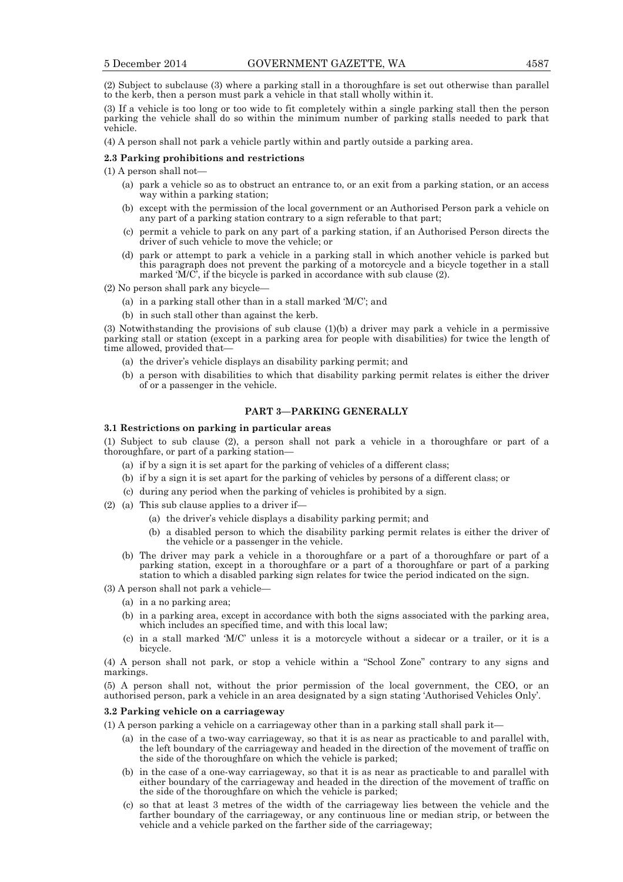(2) Subject to subclause (3) where a parking stall in a thoroughfare is set out otherwise than parallel to the kerb, then a person must park a vehicle in that stall wholly within it.

(3) If a vehicle is too long or too wide to fit completely within a single parking stall then the person parking the vehicle shall do so within the minimum number of parking stalls needed to park that vehicle.

(4) A person shall not park a vehicle partly within and partly outside a parking area.

**2.3 Parking prohibitions and restrictions**

(1) A person shall not—

- (a) park a vehicle so as to obstruct an entrance to, or an exit from a parking station, or an access way within a parking station;
- (b) except with the permission of the local government or an Authorised Person park a vehicle on any part of a parking station contrary to a sign referable to that part;
- (c) permit a vehicle to park on any part of a parking station, if an Authorised Person directs the driver of such vehicle to move the vehicle; or
- (d) park or attempt to park a vehicle in a parking stall in which another vehicle is parked but this paragraph does not prevent the parking of a motorcycle and a bicycle together in a stall marked 'M/C', if the bicycle is parked in accordance with sub clause (2).

(2) No person shall park any bicycle—

- (a) in a parking stall other than in a stall marked 'M/C'; and
- (b) in such stall other than against the kerb.

(3) Notwithstanding the provisions of sub clause (1)(b) a driver may park a vehicle in a permissive parking stall or station (except in a parking area for people with disabilities) for twice the length of time allowed, provided that—

- (a) the driver's vehicle displays an disability parking permit; and
- (b) a person with disabilities to which that disability parking permit relates is either the driver of or a passenger in the vehicle.

## PART 3—PARKING GENERALLY

**3.1 Restrictions on parking in particular areas**

(1) Subject to sub clause (2), a person shall not park a vehicle in a thoroughfare or part of a thoroughfare, or part of a parking station—

- (a) if by a sign it is set apart for the parking of vehicles of a different class;
- (b) if by a sign it is set apart for the parking of vehicles by persons of a different class; or
- (c) during any period when the parking of vehicles is prohibited by a sign.

(2) (a) This sub clause applies to a driver if—

- (a) the driver's vehicle displays a disability parking permit; and
- (b) a disabled person to which the disability parking permit relates is either the driver of the vehicle or a passenger in the vehicle.

(b) The driver may park a vehicle in a thoroughfare or a part of a thoroughfare or part of a parking station, except in a thoroughfare or a part of a thoroughfare or part of a parking station to which a disabled parking sign relates for twice the period indicated on the sign.

(3) A person shall not park a vehicle—

- (a) in a no parking area;
- (b) in a parking area, except in accordance with both the signs associated with the parking area, which includes an specified time, and with this local law;
- (c) in a stall marked 'M/C' unless it is a motorcycle without a sidecar or a trailer, or it is a bicycle.

(4) A person shall not park, or stop a vehicle within a "School Zone" contrary to any signs and markings.

(5) A person shall not, without the prior permission of the local government, the CEO, or an authorised person, park a vehicle in an area designated by a sign stating 'Authorised Vehicles Only'.

**3.2 Parking vehicle on a carriageway**

(1) A person parking a vehicle on a carriageway other than in a parking stall shall park it—

- (a) in the case of a two-way carriageway, so that it is as near as practicable to and parallel with, the left boundary of the carriageway and headed in the direction of the movement of traffic on the side of the thoroughfare on which the vehicle is parked;
- (b) in the case of a one-way carriageway, so that it is as near as practicable to and parallel with either boundary of the carriageway and headed in the direction of the movement of traffic on the side of the thoroughfare on which the vehicle is parked;
- (c) so that at least 3 metres of the width of the carriageway lies between the vehicle and the farther boundary of the carriageway, or any continuous line or median strip, or between the vehicle and a vehicle parked on the farther side of the carriageway;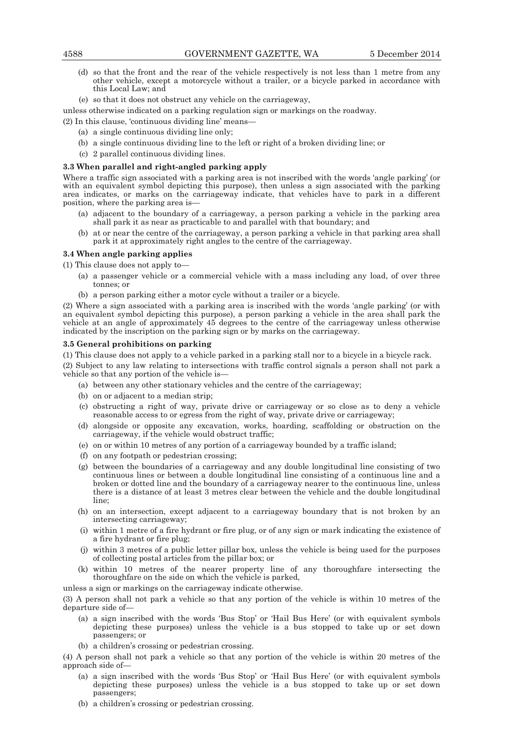(d) so that the front and the rear of the vehicle respectively is not less than 1 metre from any other vehicle, except a motorcycle without a trailer, or a bicycle parked in accordance with this Local Law; and

(e) so that it does not obstruct any vehicle on the carriageway,

unless otherwise indicated on a parking regulation sign or markings on the roadway.

(2) In this clause, 'continuous dividing line' means—

(a) a single continuous dividing line only;

(b) a single continuous dividing line to the left or right of a broken dividing line; or

(c) 2 parallel continuous dividing lines.

**3.3 When parallel and right-angled parking apply**

Where a traffic sign associated with a parking area is not inscribed with the words 'angle parking' (or with an equivalent symbol depicting this purpose), then unless a sign associated with the parking area indicates, or marks on the carriageway indicate, that vehicles have to park in a different position, where the parking area is—

(a) adjacent to the boundary of a carriageway, a person parking a vehicle in the parking area shall park it as near as practicable to and parallel with that boundary; and

(b) at or near the centre of the carriageway, a person parking a vehicle in that parking area shall park it at approximately right angles to the centre of the carriageway.

**3.4 When angle parking applies**

(1) This clause does not apply to—

(a) a passenger vehicle or a commercial vehicle with a mass including any load, of over three tonnes; or

(b) a person parking either a motor cycle without a trailer or a bicycle.

(2) Where a sign associated with a parking area is inscribed with the words 'angle parking' (or with an equivalent symbol depicting this purpose), a person parking a vehicle in the area shall park the vehicle at an angle of approximately 45 degrees to the centre of the carriageway unless otherwise indicated by the inscription on the parking sign or by marks on the carriageway.

**3.5 General prohibitions on parking**

(1) This clause does not apply to a vehicle parked in a parking stall nor to a bicycle in a bicycle rack.

(2) Subject to any law relating to intersections with traffic control signals a person shall not park a vehicle so that any portion of the vehicle is—

(a) between any other stationary vehicles and the centre of the carriageway;

(b) on or adjacent to a median strip;

(c) obstructing a right of way, private drive or carriageway or so close as to deny a vehicle reasonable access to or egress from the right of way, private drive or carriageway;

(d) alongside or opposite any excavation, works, hoarding, scaffolding or obstruction on the carriageway, if the vehicle would obstruct traffic;

(e) on or within 10 metres of any portion of a carriageway bounded by a traffic island;

(f) on any footpath or pedestrian crossing;

(g) between the boundaries of a carriageway and any double longitudinal line consisting of two continuous lines or between a double longitudinal line consisting of a continuous line and a broken or dotted line and the boundary of a carriageway nearer to the continuous line, unless there is a distance of at least 3 metres clear between the vehicle and the double longitudinal line;

(h) on an intersection, except adjacent to a carriageway boundary that is not broken by an intersecting carriageway;

(i) within 1 metre of a fire hydrant or fire plug, or of any sign or mark indicating the existence of a fire hydrant or fire plug;

(j) within 3 metres of a public letter pillar box, unless the vehicle is being used for the purposes of collecting postal articles from the pillar box; or

(k) within 10 metres of the nearer property line of any thoroughfare intersecting the thoroughfare on the side on which the vehicle is parked,

unless a sign or markings on the carriageway indicate otherwise.

(3) A person shall not park a vehicle so that any portion of the vehicle is within 10 metres of the departure side of—

(a) a sign inscribed with the words 'Bus Stop' or 'Hail Bus Here' (or with equivalent symbols depicting these purposes) unless the vehicle is a bus stopped to take up or set down passengers; or

(b) a children's crossing or pedestrian crossing.

(4) A person shall not park a vehicle so that any portion of the vehicle is within 20 metres of the approach side of—

(a) a sign inscribed with the words 'Bus Stop' or 'Hail Bus Here' (or with equivalent symbols depicting these purposes) unless the vehicle is a bus stopped to take up or set down passengers;

(b) a children's crossing or pedestrian crossing.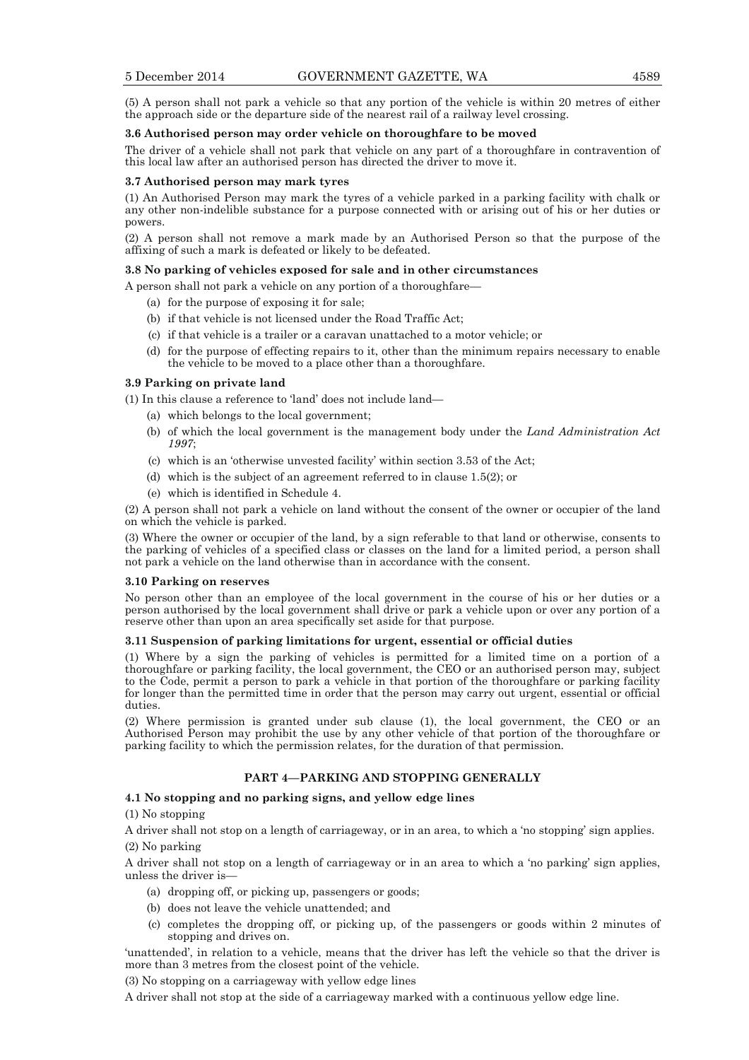(5) A person shall not park a vehicle so that any portion of the vehicle is within 20 metres of either the approach side or the departure side of the nearest rail of a railway level crossing.

**3.6 Authorised person may order vehicle on thoroughfare to be moved**

The driver of a vehicle shall not park that vehicle on any part of a thoroughfare in contravention of this local law after an authorised person has directed the driver to move it.

**3.7 Authorised person may mark tyres**

(1) An Authorised Person may mark the tyres of a vehicle parked in a parking facility with chalk or any other non-indelible substance for a purpose connected with or arising out of his or her duties or powers.

(2) A person shall not remove a mark made by an Authorised Person so that the purpose of the affixing of such a mark is defeated or likely to be defeated.

**3.8 No parking of vehicles exposed for sale and in other circumstances**

A person shall not park a vehicle on any portion of a thoroughfare—

- (a) for the purpose of exposing it for sale;
- (b) if that vehicle is not licensed under the Road Traffic Act;
- (c) if that vehicle is a trailer or a caravan unattached to a motor vehicle; or
- (d) for the purpose of effecting repairs to it, other than the minimum repairs necessary to enable the vehicle to be moved to a place other than a thoroughfare.

**3.9 Parking on private land**

(1) In this clause a reference to 'land' does not include land—

- (a) which belongs to the local government;
- (b) of which the local government is the management body under the *Land Administration Act 1997*;
- (c) which is an 'otherwise unvested facility' within section 3.53 of the Act;
- (d) which is the subject of an agreement referred to in clause 1.5(2); or
- (e) which is identified in Schedule 4.

(2) A person shall not park a vehicle on land without the consent of the owner or occupier of the land on which the vehicle is parked.

(3) Where the owner or occupier of the land, by a sign referable to that land or otherwise, consents to the parking of vehicles of a specified class or classes on the land for a limited period, a person shall not park a vehicle on the land otherwise than in accordance with the consent.

**3.10 Parking on reserves**

No person other than an employee of the local government in the course of his or her duties or a person authorised by the local government shall drive or park a vehicle upon or over any portion of a reserve other than upon an area specifically set aside for that purpose.

**3.11 Suspension of parking limitations for urgent, essential or official duties**

(1) Where by a sign the parking of vehicles is permitted for a limited time on a portion of a thoroughfare or parking facility, the local government, the CEO or an authorised person may, subject to the Code, permit a person to park a vehicle in that portion of the thoroughfare or parking facility for longer than the permitted time in order that the person may carry out urgent, essential or official duties.

(2) Where permission is granted under sub clause (1), the local government, the CEO or an Authorised Person may prohibit the use by any other vehicle of that portion of the thoroughfare or parking facility to which the permission relates, for the duration of that permission.

## PART 4—PARKING AND STOPPING GENERALLY

**4.1 No stopping and no parking signs, and yellow edge lines**

(1) No stopping

A driver shall not stop on a length of carriageway, or in an area, to which a 'no stopping' sign applies.

(2) No parking

A driver shall not stop on a length of carriageway or in an area to which a 'no parking' sign applies, unless the driver is—

- (a) dropping off, or picking up, passengers or goods;
- (b) does not leave the vehicle unattended; and
- (c) completes the dropping off, or picking up, of the passengers or goods within 2 minutes of stopping and drives on.

'unattended', in relation to a vehicle, means that the driver has left the vehicle so that the driver is more than 3 metres from the closest point of the vehicle.

(3) No stopping on a carriageway with yellow edge lines

A driver shall not stop at the side of a carriageway marked with a continuous yellow edge line.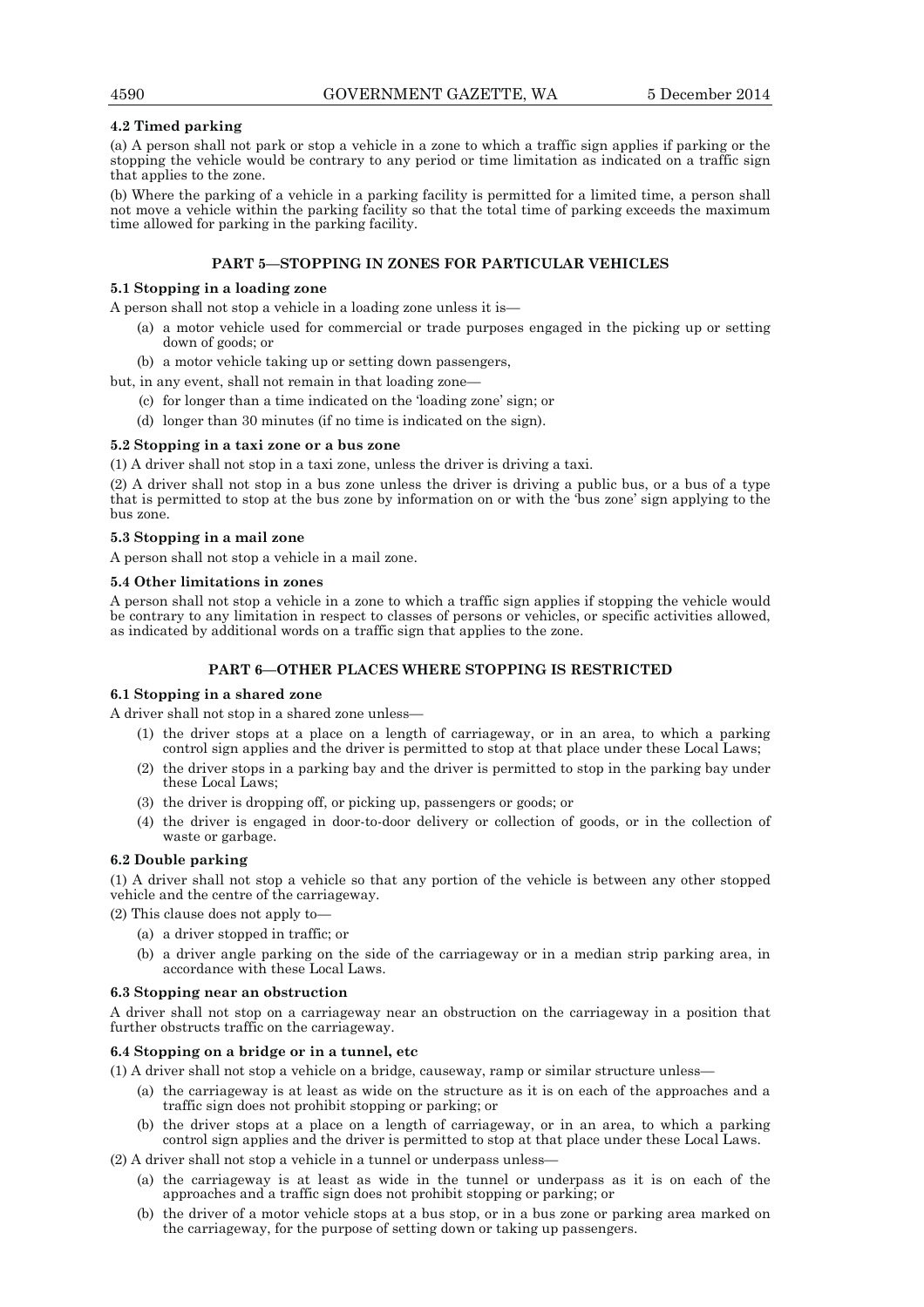### 4.2 Timed parking

(a) A person shall not park or stop a vehicle in a zone to which a traffic sign applies if parking or the stopping the vehicle would be contrary to any period or time limitation as indicated on a traffic sign that applies to the zone.

(b) Where the parking of a vehicle in a parking facility is permitted for a limited time, a person shall not move a vehicle within the parking facility so that the total time of parking exceeds the maximum time allowed for parking in the parking facility.

## PART 5—STOPPING IN ZONES FOR PARTICULAR VEHICLES

### 5.1 Stopping in a loading zone

A person shall not stop a vehicle in a loading zone unless it is—

- (a) a motor vehicle used for commercial or trade purposes engaged in the picking up or setting down of goods; or
- (b) a motor vehicle taking up or setting down passengers,

but, in any event, shall not remain in that loading zone—

- (c) for longer than a time indicated on the 'loading zone' sign; or
- (d) longer than 30 minutes (if no time is indicated on the sign).

### 5.2 Stopping in a taxi zone or a bus zone

(1) A driver shall not stop in a taxi zone, unless the driver is driving a taxi.

(2) A driver shall not stop in a bus zone unless the driver is driving a public bus, or a bus of a type that is permitted to stop at the bus zone by information on or with the 'bus zone' sign applying to the bus zone.

### 5.3 Stopping in a mail zone

A person shall not stop a vehicle in a mail zone.

### 5.4 Other limitations in zones

A person shall not stop a vehicle in a zone to which a traffic sign applies if stopping the vehicle would be contrary to any limitation in respect to classes of persons or vehicles, or specific activities allowed, as indicated by additional words on a traffic sign that applies to the zone.

## PART 6—OTHER PLACES WHERE STOPPING IS RESTRICTED

### 6.1 Stopping in a shared zone

A driver shall not stop in a shared zone unless—

- (1) the driver stops at a place on a length of carriageway, or in an area, to which a parking control sign applies and the driver is permitted to stop at that place under these Local Laws;
- (2) the driver stops in a parking bay and the driver is permitted to stop in the parking bay under these Local Laws;
- (3) the driver is dropping off, or picking up, passengers or goods; or
- (4) the driver is engaged in door-to-door delivery or collection of goods, or in the collection of waste or garbage.

### 6.2 Double parking

(1) A driver shall not stop a vehicle so that any portion of the vehicle is between any other stopped vehicle and the centre of the carriageway.

(2) This clause does not apply to—

- (a) a driver stopped in traffic; or
- (b) a driver angle parking on the side of the carriageway or in a median strip parking area, in accordance with these Local Laws.

### 6.3 Stopping near an obstruction

A driver shall not stop on a carriageway near an obstruction on the carriageway in a position that further obstructs traffic on the carriageway.

### 6.4 Stopping on a bridge or in a tunnel, etc

(1) A driver shall not stop a vehicle on a bridge, causeway, ramp or similar structure unless—

- (a) the carriageway is at least as wide on the structure as it is on each of the approaches and a traffic sign does not prohibit stopping or parking; or
- (b) the driver stops at a place on a length of carriageway, or in an area, to which a parking control sign applies and the driver is permitted to stop at that place under these Local Laws.

(2) A driver shall not stop a vehicle in a tunnel or underpass unless—

- (a) the carriageway is at least as wide in the tunnel or underpass as it is on each of the approaches and a traffic sign does not prohibit stopping or parking; or
- (b) the driver of a motor vehicle stops at a bus stop, or in a bus zone or parking area marked on the carriageway, for the purpose of setting down or taking up passengers.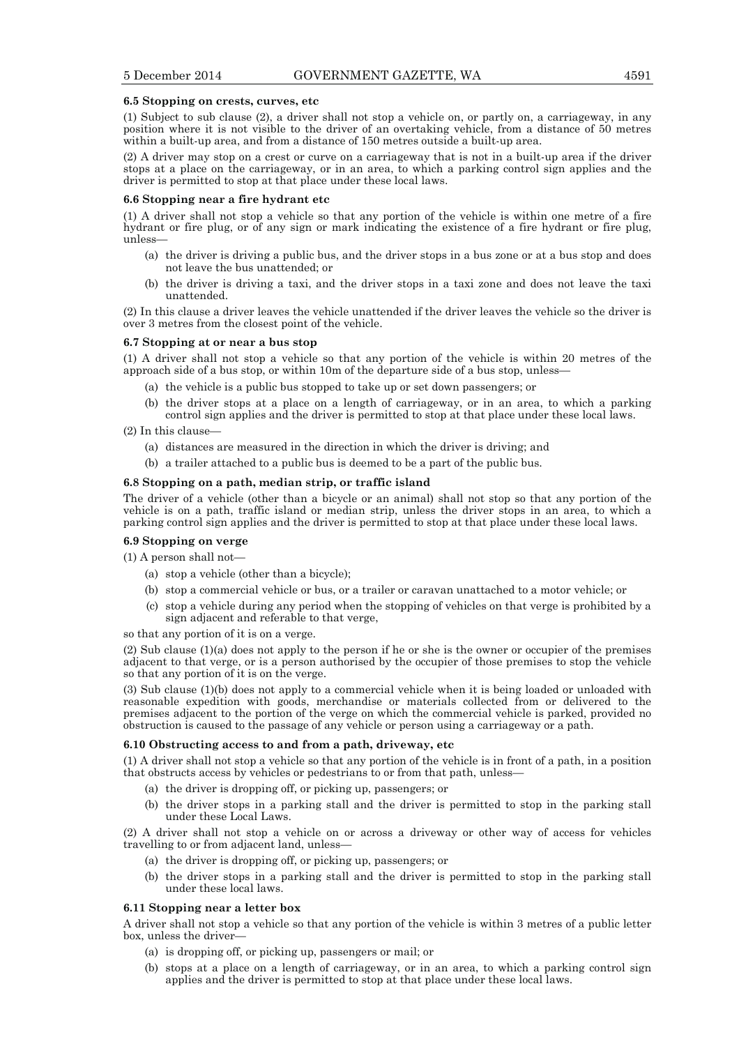### 6.5 Stopping on crests, curves, etc

(1) Subject to sub clause (2), a driver shall not stop a vehicle on, or partly on, a carriageway, in any position where it is not visible to the driver of an overtaking vehicle, from a distance of 50 metres within a built-up area, and from a distance of 150 metres outside a built-up area.

(2) A driver may stop on a crest or curve on a carriageway that is not in a built-up area if the driver stops at a place on the carriageway, or in an area, to which a parking control sign applies and the driver is permitted to stop at that place under these local laws.

### 6.6 Stopping near a fire hydrant etc

(1) A driver shall not stop a vehicle so that any portion of the vehicle is within one metre of a fire hydrant or fire plug, or of any sign or mark indicating the existence of a fire hydrant or fire plug, unless—

- (a) the driver is driving a public bus, and the driver stops in a bus zone or at a bus stop and does not leave the bus unattended; or
- (b) the driver is driving a taxi, and the driver stops in a taxi zone and does not leave the taxi unattended.

(2) In this clause a driver leaves the vehicle unattended if the driver leaves the vehicle so the driver is over 3 metres from the closest point of the vehicle.

### 6.7 Stopping at or near a bus stop

(1) A driver shall not stop a vehicle so that any portion of the vehicle is within 20 metres of the approach side of a bus stop, or within 10m of the departure side of a bus stop, unless—

- (a) the vehicle is a public bus stopped to take up or set down passengers; or
- (b) the driver stops at a place on a length of carriageway, or in an area, to which a parking control sign applies and the driver is permitted to stop at that place under these local laws.

(2) In this clause—

- (a) distances are measured in the direction in which the driver is driving; and
- (b) a trailer attached to a public bus is deemed to be a part of the public bus.

### 6.8 Stopping on a path, median strip, or traffic island

The driver of a vehicle (other than a bicycle or an animal) shall not stop so that any portion of the vehicle is on a path, traffic island or median strip, unless the driver stops in an area, to which a parking control sign applies and the driver is permitted to stop at that place under these local laws.

### 6.9 Stopping on verge

(1) A person shall not—

- (a) stop a vehicle (other than a bicycle);
- (b) stop a commercial vehicle or bus, or a trailer or caravan unattached to a motor vehicle; or
- (c) stop a vehicle during any period when the stopping of vehicles on that verge is prohibited by a sign adjacent and referable to that verge,

so that any portion of it is on a verge.

(2) Sub clause (1)(a) does not apply to the person if he or she is the owner or occupier of the premises adjacent to that verge, or is a person authorised by the occupier of those premises to stop the vehicle so that any portion of it is on the verge.

(3) Sub clause (1)(b) does not apply to a commercial vehicle when it is being loaded or unloaded with reasonable expedition with goods, merchandise or materials collected from or delivered to the premises adjacent to the portion of the verge on which the commercial vehicle is parked, provided no obstruction is caused to the passage of any vehicle or person using a carriageway or a path.

### 6.10 Obstructing access to and from a path, driveway, etc

(1) A driver shall not stop a vehicle so that any portion of the vehicle is in front of a path, in a position that obstructs access by vehicles or pedestrians to or from that path, unless—

- (a) the driver is dropping off, or picking up, passengers; or
- (b) the driver stops in a parking stall and the driver is permitted to stop in the parking stall under these Local Laws.

(2) A driver shall not stop a vehicle on or across a driveway or other way of access for vehicles travelling to or from adjacent land, unless—

- (a) the driver is dropping off, or picking up, passengers; or
- (b) the driver stops in a parking stall and the driver is permitted to stop in the parking stall under these local laws.

### 6.11 Stopping near a letter box

A driver shall not stop a vehicle so that any portion of the vehicle is within 3 metres of a public letter box, unless the driver—

- (a) is dropping off, or picking up, passengers or mail; or
- (b) stops at a place on a length of carriageway, or in an area, to which a parking control sign applies and the driver is permitted to stop at that place under these local laws.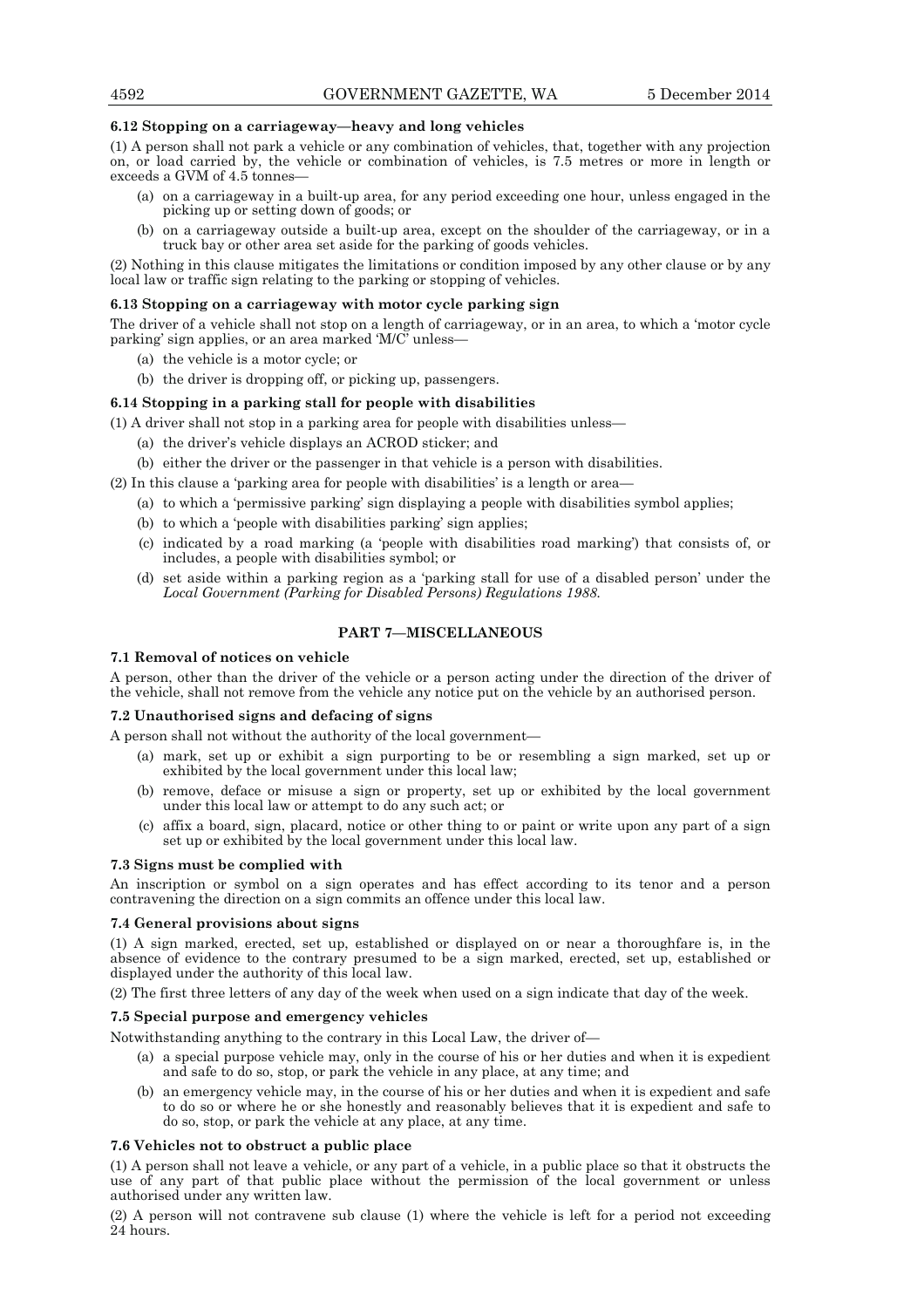### 6.12 Stopping on a carriageway—heavy and long vehicles

(1) A person shall not park a vehicle or any combination of vehicles, that, together with any projection on, or load carried by, the vehicle or combination of vehicles, is 7.5 metres or more in length or exceeds a GVM of 4.5 tonnes—

- (a) on a carriageway in a built-up area, for any period exceeding one hour, unless engaged in the picking up or setting down of goods; or
- (b) on a carriageway outside a built-up area, except on the shoulder of the carriageway, or in a truck bay or other area set aside for the parking of goods vehicles.

(2) Nothing in this clause mitigates the limitations or condition imposed by any other clause or by any local law or traffic sign relating to the parking or stopping of vehicles.

### 6.13 Stopping on a carriageway with motor cycle parking sign

The driver of a vehicle shall not stop on a length of carriageway, or in an area, to which a 'motor cycle parking' sign applies, or an area marked 'M/C' unless—

- (a) the vehicle is a motor cycle; or
- (b) the driver is dropping off, or picking up, passengers.

### 6.14 Stopping in a parking stall for people with disabilities

(1) A driver shall not stop in a parking area for people with disabilities unless—

- (a) the driver's vehicle displays an ACROD sticker; and
- (b) either the driver or the passenger in that vehicle is a person with disabilities.

(2) In this clause a 'parking area for people with disabilities' is a length or area—

- (a) to which a 'permissive parking' sign displaying a people with disabilities symbol applies;
- (b) to which a 'people with disabilities parking' sign applies;
- (c) indicated by a road marking (a 'people with disabilities road marking') that consists of, or includes, a people with disabilities symbol; or
- (d) set aside within a parking region as a 'parking stall for use of a disabled person' under the *Local Government (Parking for Disabled Persons) Regulations 1988.*

## PART 7—MISCELLANEOUS

### 7.1 Removal of notices on vehicle

A person, other than the driver of the vehicle or a person acting under the direction of the driver of the vehicle, shall not remove from the vehicle any notice put on the vehicle by an authorised person.

### 7.2 Unauthorised signs and defacing of signs

A person shall not without the authority of the local government—

- (a) mark, set up or exhibit a sign purporting to be or resembling a sign marked, set up or exhibited by the local government under this local law;
- (b) remove, deface or misuse a sign or property, set up or exhibited by the local government under this local law or attempt to do any such act; or
- (c) affix a board, sign, placard, notice or other thing to or paint or write upon any part of a sign set up or exhibited by the local government under this local law.

### 7.3 Signs must be complied with

An inscription or symbol on a sign operates and has effect according to its tenor and a person contravening the direction on a sign commits an offence under this local law.

### 7.4 General provisions about signs

(1) A sign marked, erected, set up, established or displayed on or near a thoroughfare is, in the absence of evidence to the contrary presumed to be a sign marked, erected, set up, established or displayed under the authority of this local law.

(2) The first three letters of any day of the week when used on a sign indicate that day of the week.

### 7.5 Special purpose and emergency vehicles

Notwithstanding anything to the contrary in this Local Law, the driver of—

- (a) a special purpose vehicle may, only in the course of his or her duties and when it is expedient and safe to do so, stop, or park the vehicle in any place, at any time; and
- (b) an emergency vehicle may, in the course of his or her duties and when it is expedient and safe to do so or where he or she honestly and reasonably believes that it is expedient and safe to do so, stop, or park the vehicle at any place, at any time.

### 7.6 Vehicles not to obstruct a public place

(1) A person shall not leave a vehicle, or any part of a vehicle, in a public place so that it obstructs the use of any part of that public place without the permission of the local government or unless authorised under any written law.

(2) A person will not contravene sub clause (1) where the vehicle is left for a period not exceeding 24 hours.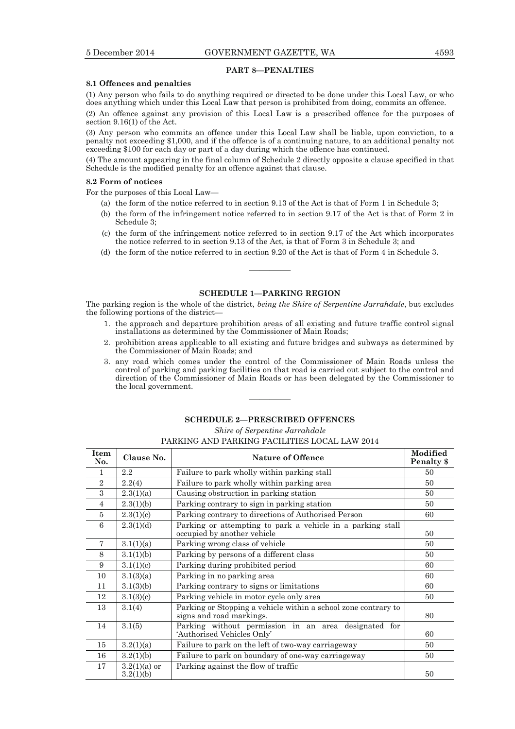## PART 8—PENALTIES

### 8.1 Offences and penalties

(1) Any person who fails to do anything required or directed to be done under this Local Law, or who does anything which under this Local Law that person is prohibited from doing, commits an offence.

(2) An offence against any provision of this Local Law is a prescribed offence for the purposes of section 9.16(1) of the Act.

(3) Any person who commits an offence under this Local Law shall be liable, upon conviction, to a penalty not exceeding $1,000, and if the offence is of a continuing nature, to an additional penalty not exceeding $100 for each day or part of a day during which the offence has continued.

(4) The amount appearing in the final column of Schedule 2 directly opposite a clause specified in that Schedule is the modified penalty for an offence against that clause.

### 8.2 Form of notices

For the purposes of this Local Law—

(a) the form of the notice referred to in section 9.13 of the Act is that of Form 1 in Schedule 3;

(b) the form of the infringement notice referred to in section 9.17 of the Act is that of Form 2 in Schedule 3;

(c) the form of the infringement notice referred to in section 9.17 of the Act which incorporates the notice referred to in section 9.13 of the Act, is that of Form 3 in Schedule 3; and

(d) the form of the notice referred to in section 9.20 of the Act is that of Form 4 in Schedule 3.

———————

## SCHEDULE 1—PARKING REGION

The parking region is the whole of the district, *being the Shire of Serpentine Jarrahdale*, but excludes the following portions of the district—

1. the approach and departure prohibition areas of all existing and future traffic control signal installations as determined by the Commissioner of Main Roads;
2. prohibition areas applicable to all existing and future bridges and subways as determined by the Commissioner of Main Roads; and
3. any road which comes under the control of the Commissioner of Main Roads unless the control of parking and parking facilities on that road is carried out subject to the control and direction of the Commissioner of Main Roads or has been delegated by the Commissioner to the local government.

———————

## SCHEDULE 2—PRESCRIBED OFFENCES

*Shire of Serpentine Jarrahdale*

PARKING AND PARKING FACILITIES LOCAL LAW 2014

| Item No. | Clause No. | Nature of Offence | Modified Penalty $ |
|---|---|---|---|
| 1 | 2.2 | Failure to park wholly within parking stall | 50 |
| 2 | 2.2(4) | Failure to park wholly within parking area | 50 |
| 3 | 2.3(1)(a) | Causing obstruction in parking station | 50 |
| 4 | 2.3(1)(b) | Parking contrary to sign in parking station | 50 |
| 5 | 2.3(1)(c) | Parking contrary to directions of Authorised Person | 60 |
| 6 | 2.3(1)(d) | Parking or attempting to park a vehicle in a parking stall occupied by another vehicle | 50 |
| 7 | 3.1(1)(a) | Parking wrong class of vehicle | 50 |
| 8 | 3.1(1)(b) | Parking by persons of a different class | 50 |
| 9 | 3.1(1)(c) | Parking during prohibited period | 60 |
| 10 | 3.1(3)(a) | Parking in no parking area | 60 |
| 11 | 3.1(3)(b) | Parking contrary to signs or limitations | 60 |
| 12 | 3.1(3)(c) | Parking vehicle in motor cycle only area | 50 |
| 13 | 3.1(4) | Parking or Stopping a vehicle within a school zone contrary to signs and road markings. | 80 |
| 14 | 3.1(5) | Parking without permission in an area designated for 'Authorised Vehicles Only' | 60 |
| 15 | 3.2(1)(a) | Failure to park on the left of two-way carriageway | 50 |
| 16 | 3.2(1)(b) | Failure to park on boundary of one-way carriageway | 50 |
| 17 | 3.2(1)(a) or 3.2(1)(b) | Parking against the flow of traffic | 50 |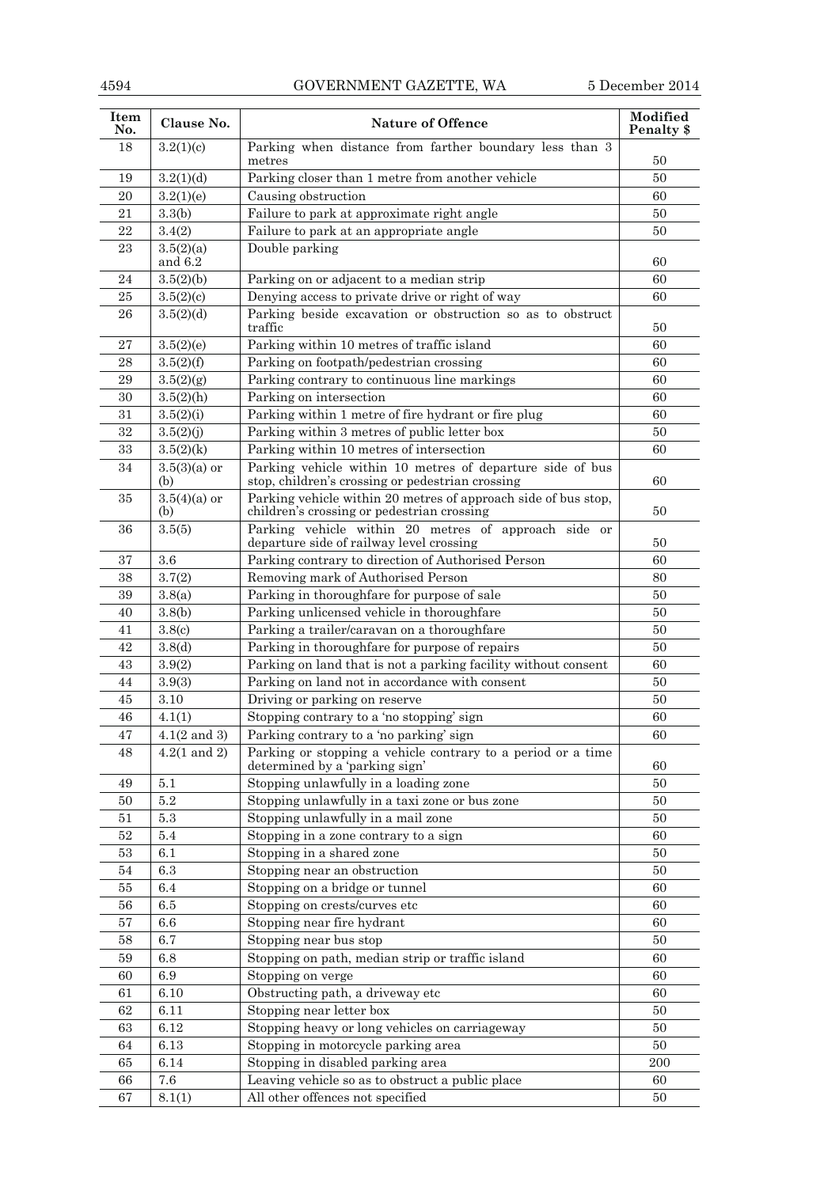| Item No. | Clause No. | Nature of Offence | Modified Penalty $ |
|---|---|---|---|
| 18 | 3.2(1)(c) | Parking when distance from farther boundary less than 3 metres | 50 |
| 19 | 3.2(1)(d) | Parking closer than 1 metre from another vehicle | 50 |
| 20 | 3.2(1)(e) | Causing obstruction | 60 |
| 21 | 3.3(b) | Failure to park at approximate right angle | 50 |
| 22 | 3.4(2) | Failure to park at an appropriate angle | 50 |
| 23 | 3.5(2)(a) and 6.2 | Double parking | 60 |
| 24 | 3.5(2)(b) | Parking on or adjacent to a median strip | 60 |
| 25 | 3.5(2)(c) | Denying access to private drive or right of way | 60 |
| 26 | 3.5(2)(d) | Parking beside excavation or obstruction so as to obstruct traffic | 50 |
| 27 | 3.5(2)(e) | Parking within 10 metres of traffic island | 60 |
| 28 | 3.5(2)(f) | Parking on footpath/pedestrian crossing | 60 |
| 29 | 3.5(2)(g) | Parking contrary to continuous line markings | 60 |
| 30 | 3.5(2)(h) | Parking on intersection | 60 |
| 31 | 3.5(2)(i) | Parking within 1 metre of fire hydrant or fire plug | 60 |
| 32 | 3.5(2)(j) | Parking within 3 metres of public letter box | 50 |
| 33 | 3.5(2)(k) | Parking within 10 metres of intersection | 60 |
| 34 | 3.5(3)(a) or (b) | Parking vehicle within 10 metres of departure side of bus stop, children's crossing or pedestrian crossing | 60 |
| 35 | 3.5(4)(a) or (b) | Parking vehicle within 20 metres of approach side of bus stop, children's crossing or pedestrian crossing | 50 |
| 36 | 3.5(5) | Parking vehicle within 20 metres of approach side or departure side of railway level crossing | 50 |
| 37 | 3.6 | Parking contrary to direction of Authorised Person | 60 |
| 38 | 3.7(2) | Removing mark of Authorised Person | 80 |
| 39 | 3.8(a) | Parking in thoroughfare for purpose of sale | 50 |
| 40 | 3.8(b) | Parking unlicensed vehicle in thoroughfare | 50 |
| 41 | 3.8(c) | Parking a trailer/caravan on a thoroughfare | 50 |
| 42 | 3.8(d) | Parking in thoroughfare for purpose of repairs | 50 |
| 43 | 3.9(2) | Parking on land that is not a parking facility without consent | 60 |
| 44 | 3.9(3) | Parking on land not in accordance with consent | 50 |
| 45 | 3.10 | Driving or parking on reserve | 50 |
| 46 | 4.1(1) | Stopping contrary to a 'no stopping' sign | 60 |
| 47 | 4.1(2 and 3) | Parking contrary to a 'no parking' sign | 60 |
| 48 | 4.2(1 and 2) | Parking or stopping a vehicle contrary to a period or a time determined by a 'parking sign' | 60 |
| 49 | 5.1 | Stopping unlawfully in a loading zone | 50 |
| 50 | 5.2 | Stopping unlawfully in a taxi zone or bus zone | 50 |
| 51 | 5.3 | Stopping unlawfully in a mail zone | 50 |
| 52 | 5.4 | Stopping in a zone contrary to a sign | 60 |
| 53 | 6.1 | Stopping in a shared zone | 50 |
| 54 | 6.3 | Stopping near an obstruction | 50 |
| 55 | 6.4 | Stopping on a bridge or tunnel | 60 |
| 56 | 6.5 | Stopping on crests/curves etc | 60 |
| 57 | 6.6 | Stopping near fire hydrant | 60 |
| 58 | 6.7 | Stopping near bus stop | 50 |
| 59 | 6.8 | Stopping on path, median strip or traffic island | 60 |
| 60 | 6.9 | Stopping on verge | 60 |
| 61 | 6.10 | Obstructing path, a driveway etc | 60 |
| 62 | 6.11 | Stopping near letter box | 50 |
| 63 | 6.12 | Stopping heavy or long vehicles on carriageway | 50 |
| 64 | 6.13 | Stopping in motorcycle parking area | 50 |
| 65 | 6.14 | Stopping in disabled parking area | 200 |
| 66 | 7.6 | Leaving vehicle so as to obstruct a public place | 60 |
| 67 | 8.1(1) | All other offences not specified | 50 |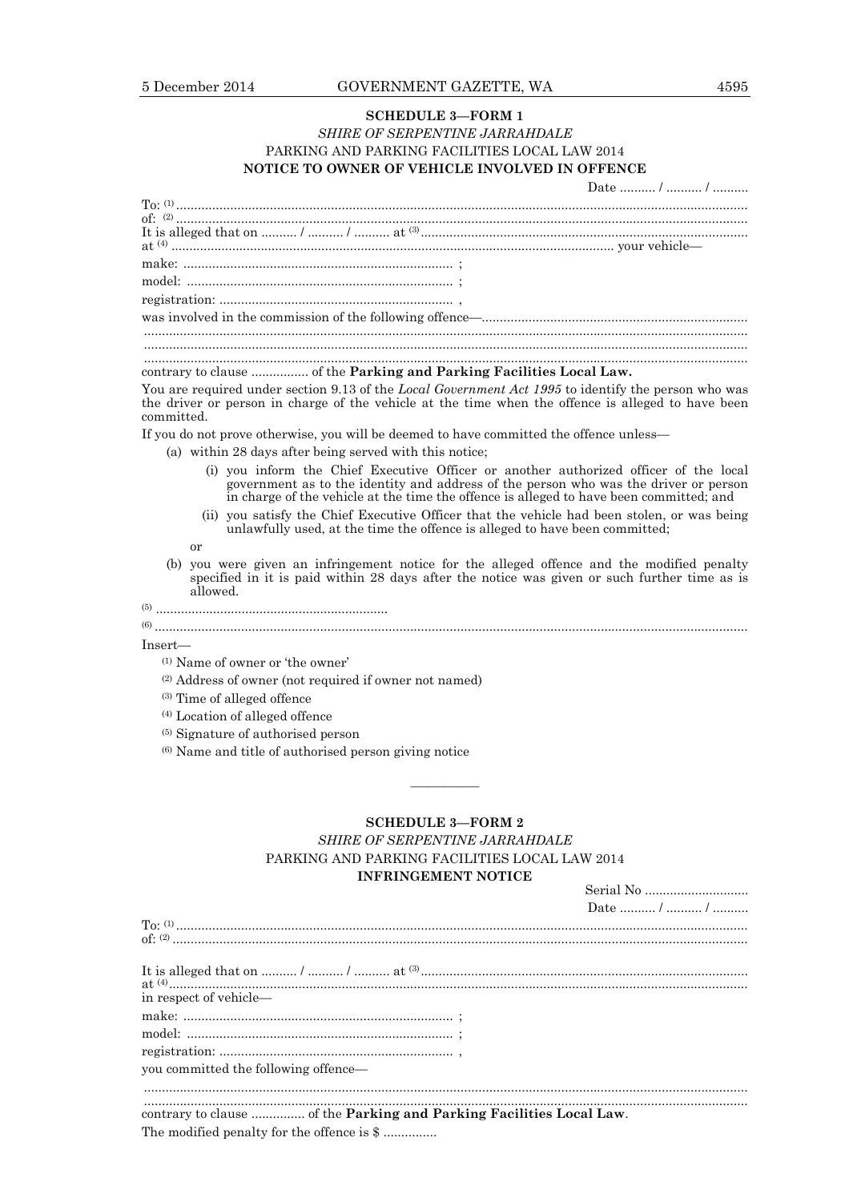**SCHEDULE 3—FORM 1**

*SHIRE OF SERPENTINE JARRAHDALE*

PARKING AND PARKING FACILITIES LOCAL LAW 2014

**NOTICE TO OWNER OF VEHICLE INVOLVED IN OFFENCE**

Date .......... / .......... / ..........

To: (1) ...............................................................................................................................................

of: (2) ...............................................................................................................................................

It is alleged that on .......... / .......... / .......... at (3) ..........................................................................................

at (4) .......................................................................................................................... your vehicle—

make: .......................................................................... ;

model: ......................................................................... ;

registration: ................................................................. ,

was involved in the commission of the following offence—.........................................................................

.....................................................................................................................................................

.....................................................................................................................................................

.....................................................................................................................................................

contrary to clause ................ of the **Parking and Parking Facilities Local Law.**

You are required under section 9.13 of the *Local Government Act 1995* to identify the person who was the driver or person in charge of the vehicle at the time when the offence is alleged to have been committed.

If you do not prove otherwise, you will be deemed to have committed the offence unless—

(a) within 28 days after being served with this notice;

  (i) you inform the Chief Executive Officer or another authorized officer of the local government as to the identity and address of the person who was the driver or person in charge of the vehicle at the time the offence is alleged to have been committed; and

  (ii) you satisfy the Chief Executive Officer that the vehicle had been stolen, or was being unlawfully used, at the time the offence is alleged to have been committed;

or

(b) you were given an infringement notice for the alleged offence and the modified penalty specified in it is paid within 28 days after the notice was given or such further time as is allowed.

(5) ................................................................

(6) ...................................................................................................................................................

Insert—

(1) Name of owner or 'the owner'

(2) Address of owner (not required if owner not named)

(3) Time of alleged offence

(4) Location of alleged offence

(5) Signature of authorised person

(6) Name and title of authorised person giving notice

---

**SCHEDULE 3—FORM 2**

*SHIRE OF SERPENTINE JARRAHDALE*

PARKING AND PARKING FACILITIES LOCAL LAW 2014

**INFRINGEMENT NOTICE**

Serial No .............................

Date .......... / .......... / ..........

To: (1) ...............................................................................................................................................

of: (2) ...............................................................................................................................................

It is alleged that on .......... / .......... / .......... at (3) ..........................................................................................

at (4) ...............................................................................................................................................

in respect of vehicle—

make: .......................................................................... ;

model: ......................................................................... ;

registration: ................................................................. ,

you committed the following offence—

.....................................................................................................................................................

.....................................................................................................................................................

contrary to clause ............... of the **Parking and Parking Facilities Local Law**.

The modified penalty for the offence is $ ...............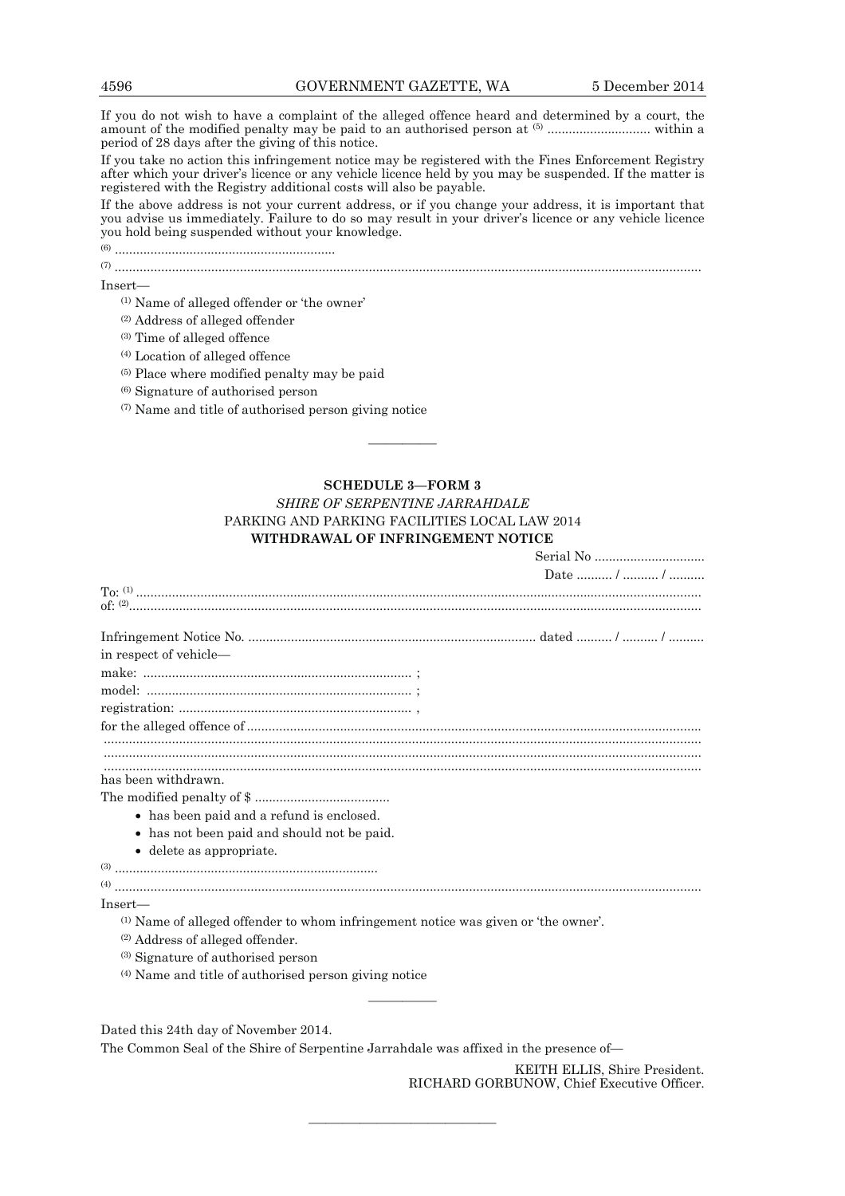If you do not wish to have a complaint of the alleged offence heard and determined by a court, the amount of the modified penalty may be paid to an authorised person at [5] ............................ within a period of 28 days after the giving of this notice.

If you take no action this infringement notice may be registered with the Fines Enforcement Registry after which your driver's licence or any vehicle licence held by you may be suspended. If the matter is registered with the Registry additional costs will also be payable.

If the above address is not your current address, or if you change your address, it is important that you advise us immediately. Failure to do so may result in your driver's licence or any vehicle licence you hold being suspended without your knowledge.

[6] .............................................................

[7] .................................................................................................................................................................

Insert—

[1] Name of alleged offender or 'the owner'

[2] Address of alleged offender

[3] Time of alleged offence

[4] Location of alleged offence

[5] Place where modified penalty may be paid

[6] Signature of authorised person

[7] Name and title of authorised person giving notice

———————

**SCHEDULE 3—FORM 3**

*SHIRE OF SERPENTINE JARRAHDALE*

PARKING AND PARKING FACILITIES LOCAL LAW 2014

**WITHDRAWAL OF INFRINGEMENT NOTICE**

Serial No ...............................

Date .......... / .......... / ..........

To: [1] .............................................................................................................................................

of: [2]..............................................................................................................................................

Infringement Notice No. ................................................................................ dated .......... / .......... / ..........

in respect of vehicle—

make: .......................................................................... ;

model: ......................................................................... ;

registration: ................................................................ ,

for the alleged offence of .............................................................................................................

.......................................................................................................................................................

.......................................................................................................................................................

.......................................................................................................................................................

has been withdrawn.

The modified penalty of $ ......................................

- has been paid and a refund is enclosed.
- has not been paid and should not be paid.
- delete as appropriate.

[3] .........................................................................

[4] .................................................................................................................................................................

Insert—

[1] Name of alleged offender to whom infringement notice was given or 'the owner'.

[2] Address of alleged offender.

[3] Signature of authorised person

[4] Name and title of authorised person giving notice

———————

Dated this 24th day of November 2014.

The Common Seal of the Shire of Serpentine Jarrahdale was affixed in the presence of—

KEITH ELLIS, Shire President.

RICHARD GORBUNOW, Chief Executive Officer.

———————————